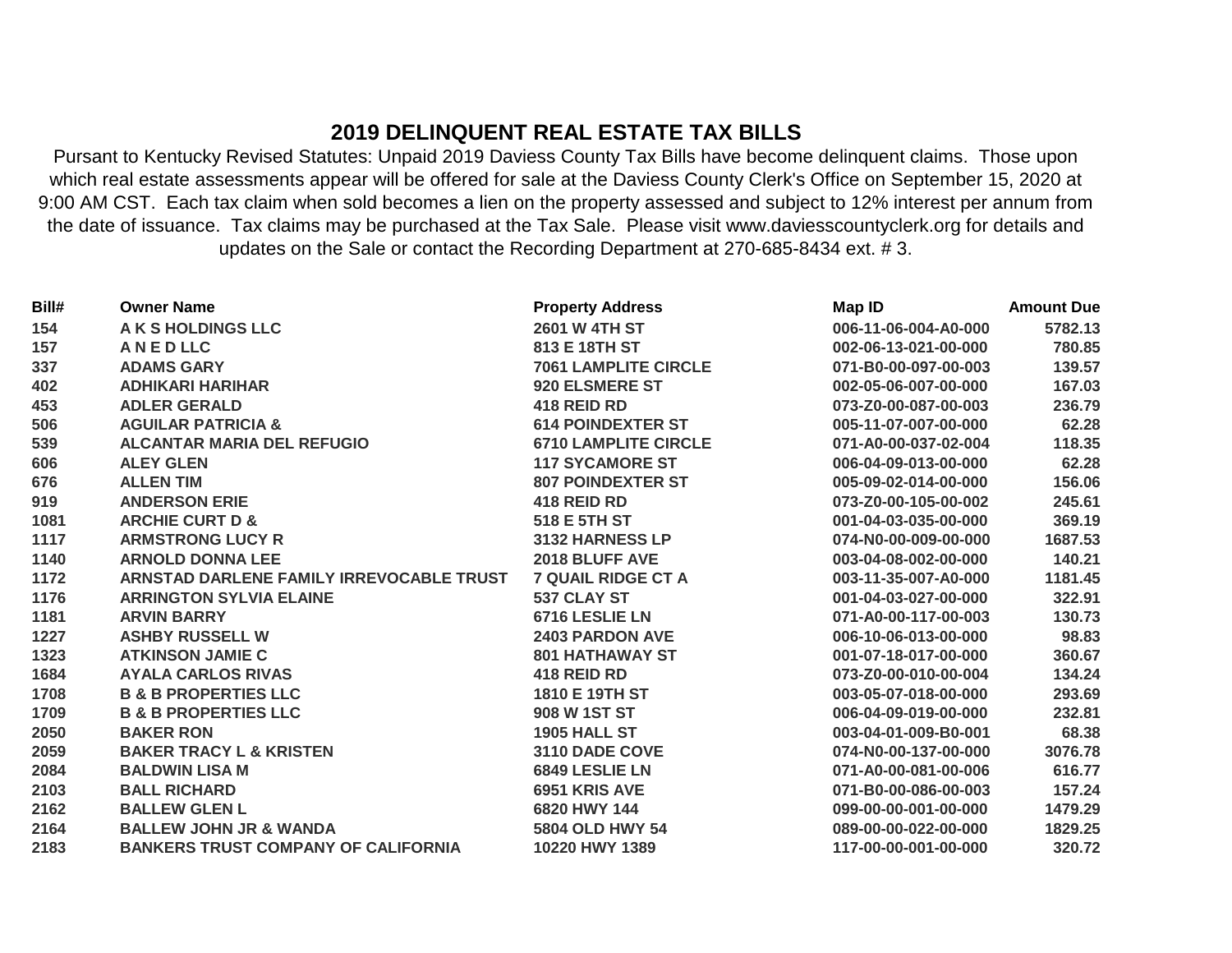# 2019 DELINQUENT REAL ESTATE TAX BILLS

Pursant to Kentucky Revised Statutes: Unpaid 2019 Daviess County Tax Bills have become delinquent claims. Those upon which real estate assessments appear will be offered for sale at the Daviess County Clerk's Office on September 15, 2020 at 9:00 AM CST. Each tax claim when sold becomes a lien on the property assessed and subject to 12% interest per annum from the date of issuance. Tax claims may be purchased at the Tax Sale. Please visit www.daviesscountyclerk.org for details and updates on the Sale or contact the Recording Department at 270-685-8434 ext. # 3.

| Bill# | Owner Name | Property Address | Map ID | Amount Due |
|---|---|---|---|---|
| 154 | A K S HOLDINGS LLC | 2601 W 4TH ST | 006-11-06-004-A0-000 | 5782.13 |
| 157 | A N E D LLC | 813 E 18TH ST | 002-06-13-021-00-000 | 780.85 |
| 337 | ADAMS GARY | 7061 LAMPLITE CIRCLE | 071-B0-00-097-00-003 | 139.57 |
| 402 | ADHIKARI HARIHAR | 920 ELSMERE ST | 002-05-06-007-00-000 | 167.03 |
| 453 | ADLER GERALD | 418 REID RD | 073-Z0-00-087-00-003 | 236.79 |
| 506 | AGUILAR PATRICIA & | 614 POINDEXTER ST | 005-11-07-007-00-000 | 62.28 |
| 539 | ALCANTAR MARIA DEL REFUGIO | 6710 LAMPLITE CIRCLE | 071-A0-00-037-02-004 | 118.35 |
| 606 | ALEY GLEN | 117 SYCAMORE ST | 006-04-09-013-00-000 | 62.28 |
| 676 | ALLEN TIM | 807 POINDEXTER ST | 005-09-02-014-00-000 | 156.06 |
| 919 | ANDERSON ERIE | 418 REID RD | 073-Z0-00-105-00-002 | 245.61 |
| 1081 | ARCHIE CURT D & | 518 E 5TH ST | 001-04-03-035-00-000 | 369.19 |
| 1117 | ARMSTRONG LUCY R | 3132 HARNESS LP | 074-N0-00-009-00-000 | 1687.53 |
| 1140 | ARNOLD DONNA LEE | 2018 BLUFF AVE | 003-04-08-002-00-000 | 140.21 |
| 1172 | ARNSTAD DARLENE FAMILY IRREVOCABLE TRUST | 7 QUAIL RIDGE CT A | 003-11-35-007-A0-000 | 1181.45 |
| 1176 | ARRINGTON SYLVIA ELAINE | 537 CLAY ST | 001-04-03-027-00-000 | 322.91 |
| 1181 | ARVIN BARRY | 6716 LESLIE LN | 071-A0-00-117-00-003 | 130.73 |
| 1227 | ASHBY RUSSELL W | 2403 PARDON AVE | 006-10-06-013-00-000 | 98.83 |
| 1323 | ATKINSON JAMIE C | 801 HATHAWAY ST | 001-07-18-017-00-000 | 360.67 |
| 1684 | AYALA CARLOS RIVAS | 418 REID RD | 073-Z0-00-010-00-004 | 134.24 |
| 1708 | B & B PROPERTIES LLC | 1810 E 19TH ST | 003-05-07-018-00-000 | 293.69 |
| 1709 | B & B PROPERTIES LLC | 908 W 1ST ST | 006-04-09-019-00-000 | 232.81 |
| 2050 | BAKER RON | 1905 HALL ST | 003-04-01-009-B0-001 | 68.38 |
| 2059 | BAKER TRACY L & KRISTEN | 3110 DADE COVE | 074-N0-00-137-00-000 | 3076.78 |
| 2084 | BALDWIN LISA M | 6849 LESLIE LN | 071-A0-00-081-00-006 | 616.77 |
| 2103 | BALL RICHARD | 6951 KRIS AVE | 071-B0-00-086-00-003 | 157.24 |
| 2162 | BALLEW GLEN L | 6820 HWY 144 | 099-00-00-001-00-000 | 1479.29 |
| 2164 | BALLEW JOHN JR & WANDA | 5804 OLD HWY 54 | 089-00-00-022-00-000 | 1829.25 |
| 2183 | BANKERS TRUST COMPANY OF CALIFORNIA | 10220 HWY 1389 | 117-00-00-001-00-000 | 320.72 |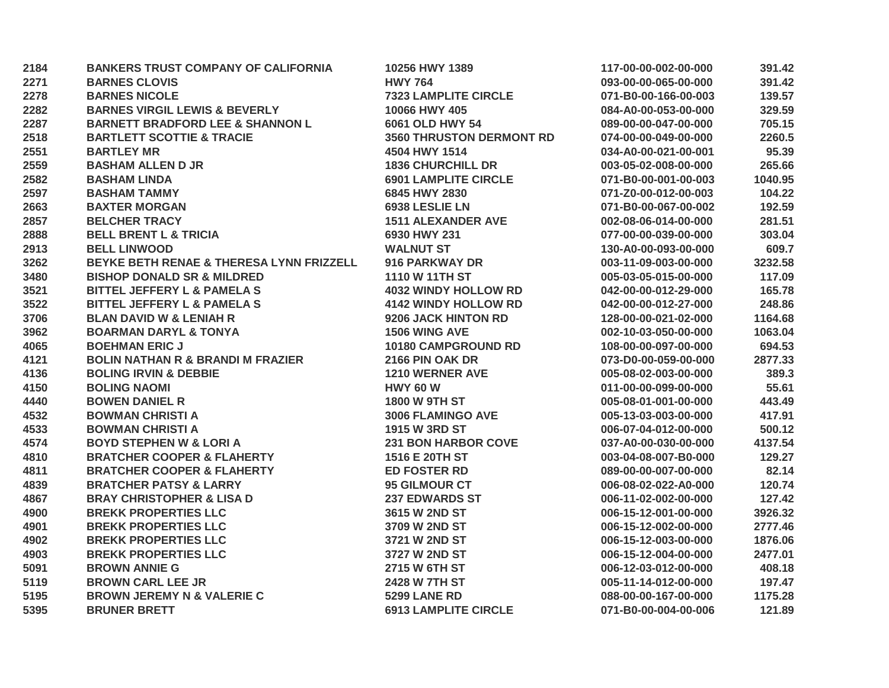| | | | | |
|---|---|---|---|---|
| 2184 | BANKERS TRUST COMPANY OF CALIFORNIA | 10256 HWY 1389 | 117-00-00-002-00-000 | 391.42 |
| 2271 | BARNES CLOVIS | HWY 764 | 093-00-00-065-00-000 | 391.42 |
| 2278 | BARNES NICOLE | 7323 LAMPLITE CIRCLE | 071-B0-00-166-00-003 | 139.57 |
| 2282 | BARNES VIRGIL LEWIS & BEVERLY | 10066 HWY 405 | 084-A0-00-053-00-000 | 329.59 |
| 2287 | BARNETT BRADFORD LEE & SHANNON L | 6061 OLD HWY 54 | 089-00-00-047-00-000 | 705.15 |
| 2518 | BARTLETT SCOTTIE & TRACIE | 3560 THRUSTON DERMONT RD | 074-00-00-049-00-000 | 2260.5 |
| 2551 | BARTLEY MR | 4504 HWY 1514 | 034-A0-00-021-00-001 | 95.39 |
| 2559 | BASHAM ALLEN D JR | 1836 CHURCHILL DR | 003-05-02-008-00-000 | 265.66 |
| 2582 | BASHAM LINDA | 6901 LAMPLITE CIRCLE | 071-B0-00-001-00-003 | 1040.95 |
| 2597 | BASHAM TAMMY | 6845 HWY 2830 | 071-Z0-00-012-00-003 | 104.22 |
| 2663 | BAXTER MORGAN | 6938 LESLIE LN | 071-B0-00-067-00-002 | 192.59 |
| 2857 | BELCHER TRACY | 1511 ALEXANDER AVE | 002-08-06-014-00-000 | 281.51 |
| 2888 | BELL BRENT L & TRICIA | 6930 HWY 231 | 077-00-00-039-00-000 | 303.04 |
| 2913 | BELL LINWOOD | WALNUT ST | 130-A0-00-093-00-000 | 609.7 |
| 3262 | BEYKE BETH RENAE & THERESA LYNN FRIZZELL | 916 PARKWAY DR | 003-11-09-003-00-000 | 3232.58 |
| 3480 | BISHOP DONALD SR & MILDRED | 1110 W 11TH ST | 005-03-05-015-00-000 | 117.09 |
| 3521 | BITTEL JEFFERY L & PAMELA S | 4032 WINDY HOLLOW RD | 042-00-00-012-29-000 | 165.78 |
| 3522 | BITTEL JEFFERY L & PAMELA S | 4142 WINDY HOLLOW RD | 042-00-00-012-27-000 | 248.86 |
| 3706 | BLAN DAVID W & LENIAH R | 9206 JACK HINTON RD | 128-00-00-021-02-000 | 1164.68 |
| 3962 | BOARMAN DARYL & TONYA | 1506 WING AVE | 002-10-03-050-00-000 | 1063.04 |
| 4065 | BOEHMAN ERIC J | 10180 CAMPGROUND RD | 108-00-00-097-00-000 | 694.53 |
| 4121 | BOLIN NATHAN R & BRANDI M FRAZIER | 2166 PIN OAK DR | 073-D0-00-059-00-000 | 2877.33 |
| 4136 | BOLING IRVIN & DEBBIE | 1210 WERNER AVE | 005-08-02-003-00-000 | 389.3 |
| 4150 | BOLING NAOMI | HWY 60 W | 011-00-00-099-00-000 | 55.61 |
| 4440 | BOWEN DANIEL R | 1800 W 9TH ST | 005-08-01-001-00-000 | 443.49 |
| 4532 | BOWMAN CHRISTI A | 3006 FLAMINGO AVE | 005-13-03-003-00-000 | 417.91 |
| 4533 | BOWMAN CHRISTI A | 1915 W 3RD ST | 006-07-04-012-00-000 | 500.12 |
| 4574 | BOYD STEPHEN W & LORI A | 231 BON HARBOR COVE | 037-A0-00-030-00-000 | 4137.54 |
| 4810 | BRATCHER COOPER & FLAHERTY | 1516 E 20TH ST | 003-04-08-007-B0-000 | 129.27 |
| 4811 | BRATCHER COOPER & FLAHERTY | ED FOSTER RD | 089-00-00-007-00-000 | 82.14 |
| 4839 | BRATCHER PATSY & LARRY | 95 GILMOUR CT | 006-08-02-022-A0-000 | 120.74 |
| 4867 | BRAY CHRISTOPHER & LISA D | 237 EDWARDS ST | 006-11-02-002-00-000 | 127.42 |
| 4900 | BREKK PROPERTIES LLC | 3615 W 2ND ST | 006-15-12-001-00-000 | 3926.32 |
| 4901 | BREKK PROPERTIES LLC | 3709 W 2ND ST | 006-15-12-002-00-000 | 2777.46 |
| 4902 | BREKK PROPERTIES LLC | 3721 W 2ND ST | 006-15-12-003-00-000 | 1876.06 |
| 4903 | BREKK PROPERTIES LLC | 3727 W 2ND ST | 006-15-12-004-00-000 | 2477.01 |
| 5091 | BROWN ANNIE G | 2715 W 6TH ST | 006-12-03-012-00-000 | 408.18 |
| 5119 | BROWN CARL LEE JR | 2428 W 7TH ST | 005-11-14-012-00-000 | 197.47 |
| 5195 | BROWN JEREMY N & VALERIE C | 5299 LANE RD | 088-00-00-167-00-000 | 1175.28 |
| 5395 | BRUNER BRETT | 6913 LAMPLITE CIRCLE | 071-B0-00-004-00-006 | 121.89 |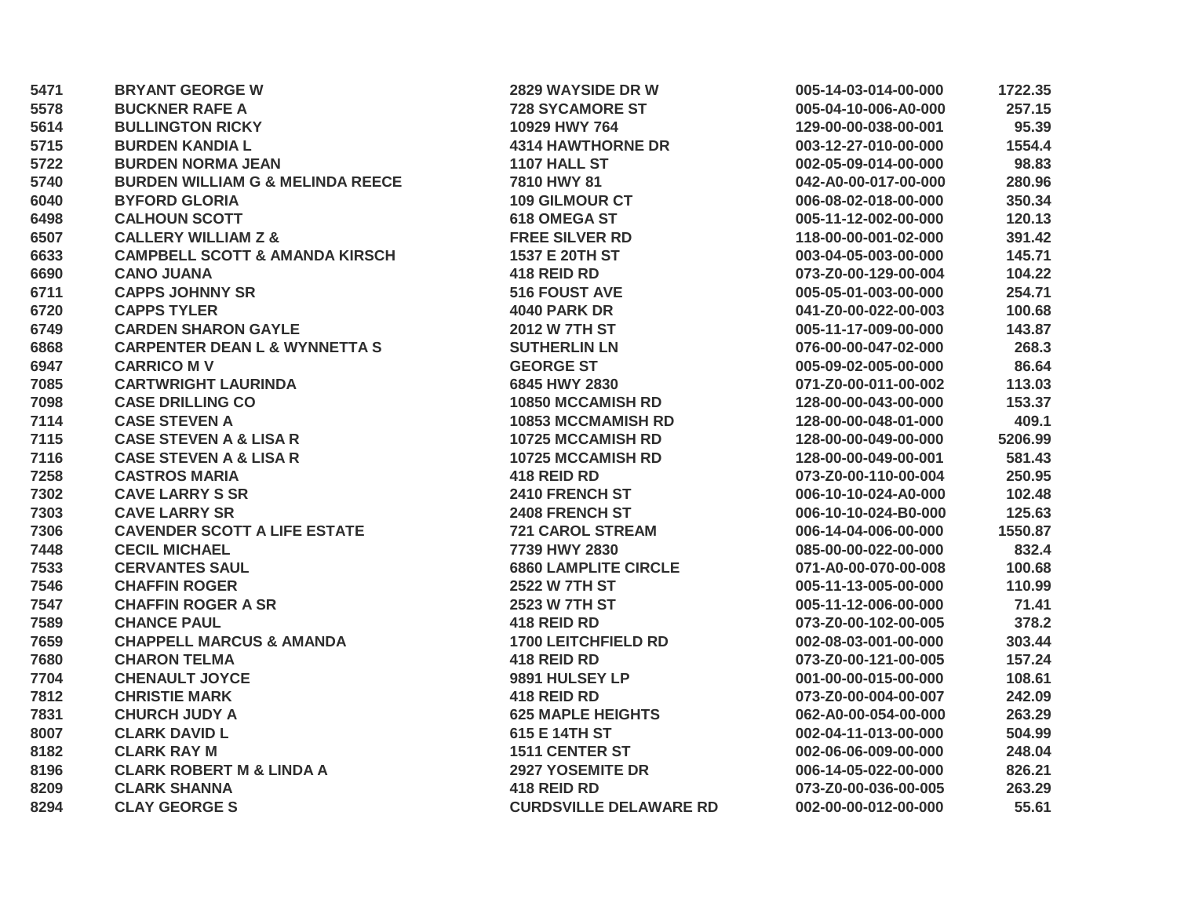| | | | | |
|---|---|---|---|---|
| 5471 | BRYANT GEORGE W | 2829 WAYSIDE DR W | 005-14-03-014-00-000 | 1722.35 |
| 5578 | BUCKNER RAFE A | 728 SYCAMORE ST | 005-04-10-006-A0-000 | 257.15 |
| 5614 | BULLINGTON RICKY | 10929 HWY 764 | 129-00-00-038-00-001 | 95.39 |
| 5715 | BURDEN KANDIA L | 4314 HAWTHORNE DR | 003-12-27-010-00-000 | 1554.4 |
| 5722 | BURDEN NORMA JEAN | 1107 HALL ST | 002-05-09-014-00-000 | 98.83 |
| 5740 | BURDEN WILLIAM G & MELINDA REECE | 7810 HWY 81 | 042-A0-00-017-00-000 | 280.96 |
| 6040 | BYFORD GLORIA | 109 GILMOUR CT | 006-08-02-018-00-000 | 350.34 |
| 6498 | CALHOUN SCOTT | 618 OMEGA ST | 005-11-12-002-00-000 | 120.13 |
| 6507 | CALLERY WILLIAM Z & | FREE SILVER RD | 118-00-00-001-02-000 | 391.42 |
| 6633 | CAMPBELL SCOTT & AMANDA KIRSCH | 1537 E 20TH ST | 003-04-05-003-00-000 | 145.71 |
| 6690 | CANO JUANA | 418 REID RD | 073-Z0-00-129-00-004 | 104.22 |
| 6711 | CAPPS JOHNNY SR | 516 FOUST AVE | 005-05-01-003-00-000 | 254.71 |
| 6720 | CAPPS TYLER | 4040 PARK DR | 041-Z0-00-022-00-003 | 100.68 |
| 6749 | CARDEN SHARON GAYLE | 2012 W 7TH ST | 005-11-17-009-00-000 | 143.87 |
| 6868 | CARPENTER DEAN L & WYNNETTA S | SUTHERLIN LN | 076-00-00-047-02-000 | 268.3 |
| 6947 | CARRICO M V | GEORGE ST | 005-09-02-005-00-000 | 86.64 |
| 7085 | CARTWRIGHT LAURINDA | 6845 HWY 2830 | 071-Z0-00-011-00-002 | 113.03 |
| 7098 | CASE DRILLING CO | 10850 MCCAMISH RD | 128-00-00-043-00-000 | 153.37 |
| 7114 | CASE STEVEN A | 10853 MCCMAMISH RD | 128-00-00-048-01-000 | 409.1 |
| 7115 | CASE STEVEN A & LISA R | 10725 MCCAMISH RD | 128-00-00-049-00-000 | 5206.99 |
| 7116 | CASE STEVEN A & LISA R | 10725 MCCAMISH RD | 128-00-00-049-00-001 | 581.43 |
| 7258 | CASTROS MARIA | 418 REID RD | 073-Z0-00-110-00-004 | 250.95 |
| 7302 | CAVE LARRY S SR | 2410 FRENCH ST | 006-10-10-024-A0-000 | 102.48 |
| 7303 | CAVE LARRY SR | 2408 FRENCH ST | 006-10-10-024-B0-000 | 125.63 |
| 7306 | CAVENDER SCOTT A LIFE ESTATE | 721 CAROL STREAM | 006-14-04-006-00-000 | 1550.87 |
| 7448 | CECIL MICHAEL | 7739 HWY 2830 | 085-00-00-022-00-000 | 832.4 |
| 7533 | CERVANTES SAUL | 6860 LAMPLITE CIRCLE | 071-A0-00-070-00-008 | 100.68 |
| 7546 | CHAFFIN ROGER | 2522 W 7TH ST | 005-11-13-005-00-000 | 110.99 |
| 7547 | CHAFFIN ROGER A SR | 2523 W 7TH ST | 005-11-12-006-00-000 | 71.41 |
| 7589 | CHANCE PAUL | 418 REID RD | 073-Z0-00-102-00-005 | 378.2 |
| 7659 | CHAPPELL MARCUS & AMANDA | 1700 LEITCHFIELD RD | 002-08-03-001-00-000 | 303.44 |
| 7680 | CHARON TELMA | 418 REID RD | 073-Z0-00-121-00-005 | 157.24 |
| 7704 | CHENAULT JOYCE | 9891 HULSEY LP | 001-00-00-015-00-000 | 108.61 |
| 7812 | CHRISTIE MARK | 418 REID RD | 073-Z0-00-004-00-007 | 242.09 |
| 7831 | CHURCH JUDY A | 625 MAPLE HEIGHTS | 062-A0-00-054-00-000 | 263.29 |
| 8007 | CLARK DAVID L | 615 E 14TH ST | 002-04-11-013-00-000 | 504.99 |
| 8182 | CLARK RAY M | 1511 CENTER ST | 002-06-06-009-00-000 | 248.04 |
| 8196 | CLARK ROBERT M & LINDA A | 2927 YOSEMITE DR | 006-14-05-022-00-000 | 826.21 |
| 8209 | CLARK SHANNA | 418 REID RD | 073-Z0-00-036-00-005 | 263.29 |
| 8294 | CLAY GEORGE S | CURDSVILLE DELAWARE RD | 002-00-00-012-00-000 | 55.61 |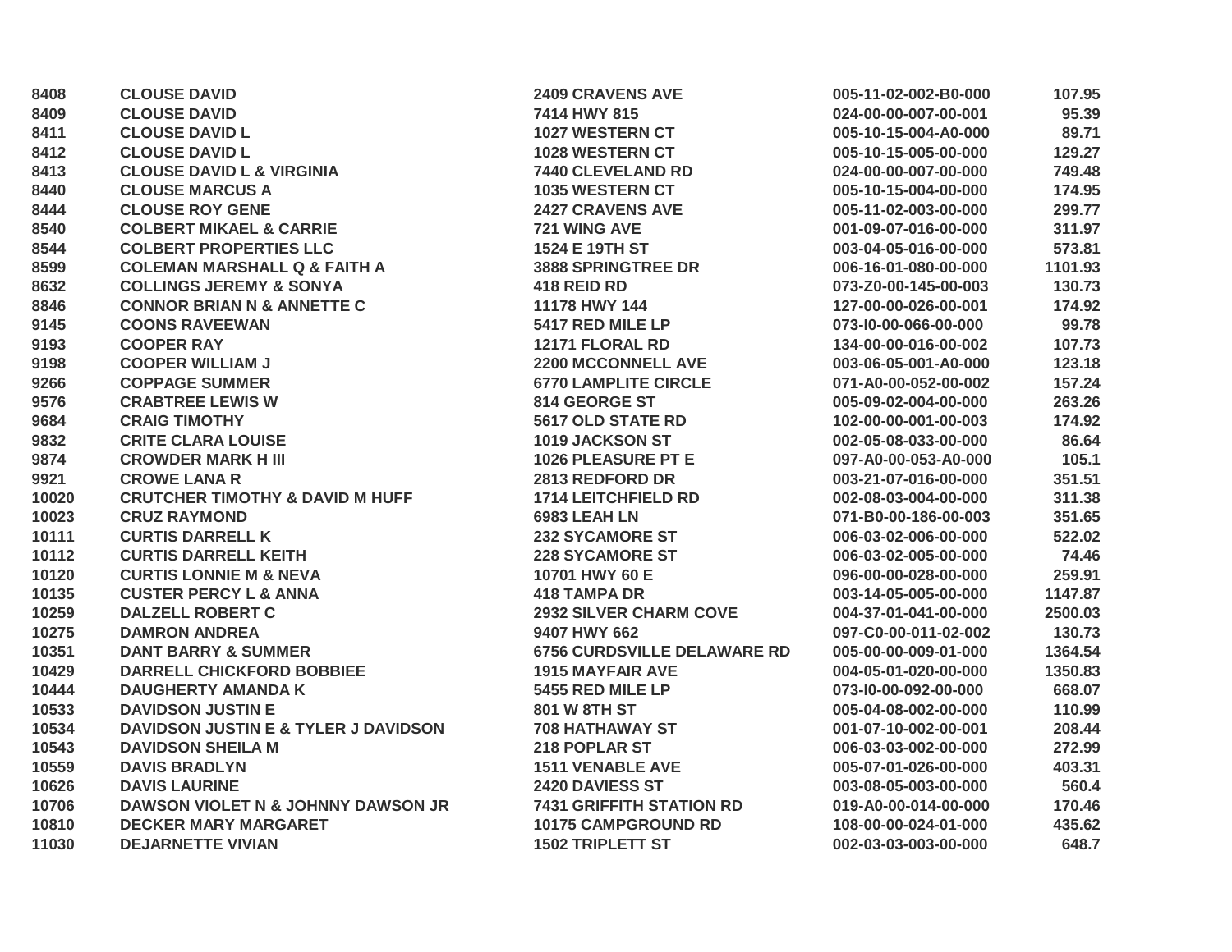| | | | | |
|---|---|---|---|---|
| 8408 | CLOUSE DAVID | 2409 CRAVENS AVE | 005-11-02-002-B0-000 | 107.95 |
| 8409 | CLOUSE DAVID | 7414 HWY 815 | 024-00-00-007-00-001 | 95.39 |
| 8411 | CLOUSE DAVID L | 1027 WESTERN CT | 005-10-15-004-A0-000 | 89.71 |
| 8412 | CLOUSE DAVID L | 1028 WESTERN CT | 005-10-15-005-00-000 | 129.27 |
| 8413 | CLOUSE DAVID L & VIRGINIA | 7440 CLEVELAND RD | 024-00-00-007-00-000 | 749.48 |
| 8440 | CLOUSE MARCUS A | 1035 WESTERN CT | 005-10-15-004-00-000 | 174.95 |
| 8444 | CLOUSE ROY GENE | 2427 CRAVENS AVE | 005-11-02-003-00-000 | 299.77 |
| 8540 | COLBERT MIKAEL & CARRIE | 721 WING AVE | 001-09-07-016-00-000 | 311.97 |
| 8544 | COLBERT PROPERTIES LLC | 1524 E 19TH ST | 003-04-05-016-00-000 | 573.81 |
| 8599 | COLEMAN MARSHALL Q & FAITH A | 3888 SPRINGTREE DR | 006-16-01-080-00-000 | 1101.93 |
| 8632 | COLLINGS JEREMY & SONYA | 418 REID RD | 073-Z0-00-145-00-003 | 130.73 |
| 8846 | CONNOR BRIAN N & ANNETTE C | 11178 HWY 144 | 127-00-00-026-00-001 | 174.92 |
| 9145 | COONS RAVEEWAN | 5417 RED MILE LP | 073-I0-00-066-00-000 | 99.78 |
| 9193 | COOPER RAY | 12171 FLORAL RD | 134-00-00-016-00-002 | 107.73 |
| 9198 | COOPER WILLIAM J | 2200 MCCONNELL AVE | 003-06-05-001-A0-000 | 123.18 |
| 9266 | COPPAGE SUMMER | 6770 LAMPLITE CIRCLE | 071-A0-00-052-00-002 | 157.24 |
| 9576 | CRABTREE LEWIS W | 814 GEORGE ST | 005-09-02-004-00-000 | 263.26 |
| 9684 | CRAIG TIMOTHY | 5617 OLD STATE RD | 102-00-00-001-00-003 | 174.92 |
| 9832 | CRITE CLARA LOUISE | 1019 JACKSON ST | 002-05-08-033-00-000 | 86.64 |
| 9874 | CROWDER MARK H III | 1026 PLEASURE PT E | 097-A0-00-053-A0-000 | 105.1 |
| 9921 | CROWE LANA R | 2813 REDFORD DR | 003-21-07-016-00-000 | 351.51 |
| 10020 | CRUTCHER TIMOTHY & DAVID M HUFF | 1714 LEITCHFIELD RD | 002-08-03-004-00-000 | 311.38 |
| 10023 | CRUZ RAYMOND | 6983 LEAH LN | 071-B0-00-186-00-003 | 351.65 |
| 10111 | CURTIS DARRELL K | 232 SYCAMORE ST | 006-03-02-006-00-000 | 522.02 |
| 10112 | CURTIS DARRELL KEITH | 228 SYCAMORE ST | 006-03-02-005-00-000 | 74.46 |
| 10120 | CURTIS LONNIE M & NEVA | 10701 HWY 60 E | 096-00-00-028-00-000 | 259.91 |
| 10135 | CUSTER PERCY L & ANNA | 418 TAMPA DR | 003-14-05-005-00-000 | 1147.87 |
| 10259 | DALZELL ROBERT C | 2932 SILVER CHARM COVE | 004-37-01-041-00-000 | 2500.03 |
| 10275 | DAMRON ANDREA | 9407 HWY 662 | 097-C0-00-011-02-002 | 130.73 |
| 10351 | DANT BARRY & SUMMER | 6756 CURDSVILLE DELAWARE RD | 005-00-00-009-01-000 | 1364.54 |
| 10429 | DARRELL CHICKFORD BOBBIEE | 1915 MAYFAIR AVE | 004-05-01-020-00-000 | 1350.83 |
| 10444 | DAUGHERTY AMANDA K | 5455 RED MILE LP | 073-I0-00-092-00-000 | 668.07 |
| 10533 | DAVIDSON JUSTIN E | 801 W 8TH ST | 005-04-08-002-00-000 | 110.99 |
| 10534 | DAVIDSON JUSTIN E & TYLER J DAVIDSON | 708 HATHAWAY ST | 001-07-10-002-00-001 | 208.44 |
| 10543 | DAVIDSON SHEILA M | 218 POPLAR ST | 006-03-03-002-00-000 | 272.99 |
| 10559 | DAVIS BRADLYN | 1511 VENABLE AVE | 005-07-01-026-00-000 | 403.31 |
| 10626 | DAVIS LAURINE | 2420 DAVIESS ST | 003-08-05-003-00-000 | 560.4 |
| 10706 | DAWSON VIOLET N & JOHNNY DAWSON JR | 7431 GRIFFITH STATION RD | 019-A0-00-014-00-000 | 170.46 |
| 10810 | DECKER MARY MARGARET | 10175 CAMPGROUND RD | 108-00-00-024-01-000 | 435.62 |
| 11030 | DEJARNETTE VIVIAN | 1502 TRIPLETT ST | 002-03-03-003-00-000 | 648.7 |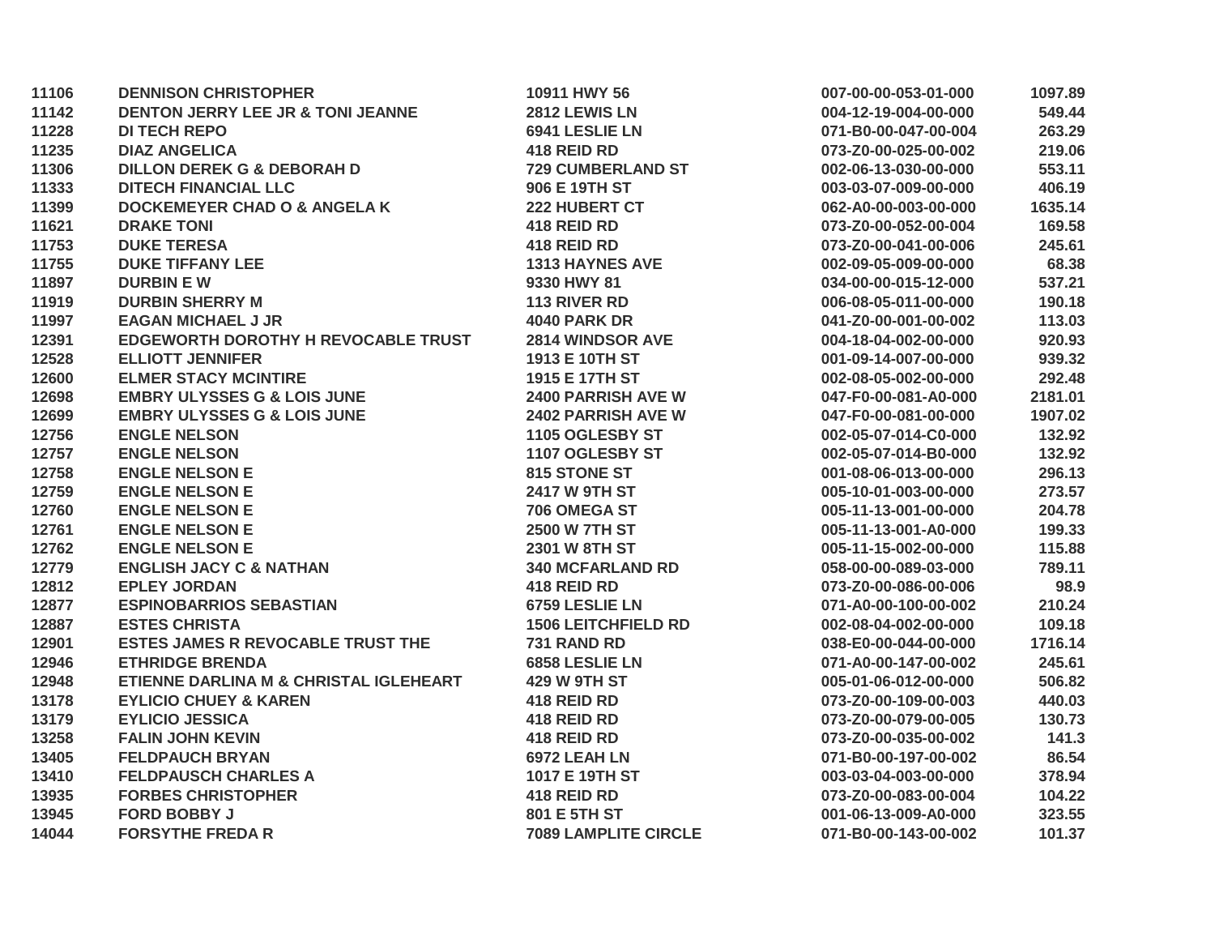| | | | | |
|---|---|---|---|---|
| 11106 | DENNISON CHRISTOPHER | 10911 HWY 56 | 007-00-00-053-01-000 | 1097.89 |
| 11142 | DENTON JERRY LEE JR & TONI JEANNE | 2812 LEWIS LN | 004-12-19-004-00-000 | 549.44 |
| 11228 | DI TECH REPO | 6941 LESLIE LN | 071-B0-00-047-00-004 | 263.29 |
| 11235 | DIAZ ANGELICA | 418 REID RD | 073-Z0-00-025-00-002 | 219.06 |
| 11306 | DILLON DEREK G & DEBORAH D | 729 CUMBERLAND ST | 002-06-13-030-00-000 | 553.11 |
| 11333 | DITECH FINANCIAL LLC | 906 E 19TH ST | 003-03-07-009-00-000 | 406.19 |
| 11399 | DOCKEMEYER CHAD O & ANGELA K | 222 HUBERT CT | 062-A0-00-003-00-000 | 1635.14 |
| 11621 | DRAKE TONI | 418 REID RD | 073-Z0-00-052-00-004 | 169.58 |
| 11753 | DUKE TERESA | 418 REID RD | 073-Z0-00-041-00-006 | 245.61 |
| 11755 | DUKE TIFFANY LEE | 1313 HAYNES AVE | 002-09-05-009-00-000 | 68.38 |
| 11897 | DURBIN E W | 9330 HWY 81 | 034-00-00-015-12-000 | 537.21 |
| 11919 | DURBIN SHERRY M | 113 RIVER RD | 006-08-05-011-00-000 | 190.18 |
| 11997 | EAGAN MICHAEL J JR | 4040 PARK DR | 041-Z0-00-001-00-002 | 113.03 |
| 12391 | EDGEWORTH DOROTHY H REVOCABLE TRUST | 2814 WINDSOR AVE | 004-18-04-002-00-000 | 920.93 |
| 12528 | ELLIOTT JENNIFER | 1913 E 10TH ST | 001-09-14-007-00-000 | 939.32 |
| 12600 | ELMER STACY MCINTIRE | 1915 E 17TH ST | 002-08-05-002-00-000 | 292.48 |
| 12698 | EMBRY ULYSSES G & LOIS JUNE | 2400 PARRISH AVE W | 047-F0-00-081-A0-000 | 2181.01 |
| 12699 | EMBRY ULYSSES G & LOIS JUNE | 2402 PARRISH AVE W | 047-F0-00-081-00-000 | 1907.02 |
| 12756 | ENGLE NELSON | 1105 OGLESBY ST | 002-05-07-014-C0-000 | 132.92 |
| 12757 | ENGLE NELSON | 1107 OGLESBY ST | 002-05-07-014-B0-000 | 132.92 |
| 12758 | ENGLE NELSON E | 815 STONE ST | 001-08-06-013-00-000 | 296.13 |
| 12759 | ENGLE NELSON E | 2417 W 9TH ST | 005-10-01-003-00-000 | 273.57 |
| 12760 | ENGLE NELSON E | 706 OMEGA ST | 005-11-13-001-00-000 | 204.78 |
| 12761 | ENGLE NELSON E | 2500 W 7TH ST | 005-11-13-001-A0-000 | 199.33 |
| 12762 | ENGLE NELSON E | 2301 W 8TH ST | 005-11-15-002-00-000 | 115.88 |
| 12779 | ENGLISH JACY C & NATHAN | 340 MCFARLAND RD | 058-00-00-089-03-000 | 789.11 |
| 12812 | EPLEY JORDAN | 418 REID RD | 073-Z0-00-086-00-006 | 98.9 |
| 12877 | ESPINOBARRIOS SEBASTIAN | 6759 LESLIE LN | 071-A0-00-100-00-002 | 210.24 |
| 12887 | ESTES CHRISTA | 1506 LEITCHFIELD RD | 002-08-04-002-00-000 | 109.18 |
| 12901 | ESTES JAMES R REVOCABLE TRUST THE | 731 RAND RD | 038-E0-00-044-00-000 | 1716.14 |
| 12946 | ETHRIDGE BRENDA | 6858 LESLIE LN | 071-A0-00-147-00-002 | 245.61 |
| 12948 | ETIENNE DARLINA M & CHRISTAL IGLEHEART | 429 W 9TH ST | 005-01-06-012-00-000 | 506.82 |
| 13178 | EYLICIO CHUEY & KAREN | 418 REID RD | 073-Z0-00-109-00-003 | 440.03 |
| 13179 | EYLICIO JESSICA | 418 REID RD | 073-Z0-00-079-00-005 | 130.73 |
| 13258 | FALIN JOHN KEVIN | 418 REID RD | 073-Z0-00-035-00-002 | 141.3 |
| 13405 | FELDPAUCH BRYAN | 6972 LEAH LN | 071-B0-00-197-00-002 | 86.54 |
| 13410 | FELDPAUSCH CHARLES A | 1017 E 19TH ST | 003-03-04-003-00-000 | 378.94 |
| 13935 | FORBES CHRISTOPHER | 418 REID RD | 073-Z0-00-083-00-004 | 104.22 |
| 13945 | FORD BOBBY J | 801 E 5TH ST | 001-06-13-009-A0-000 | 323.55 |
| 14044 | FORSYTHE FREDA R | 7089 LAMPLITE CIRCLE | 071-B0-00-143-00-002 | 101.37 |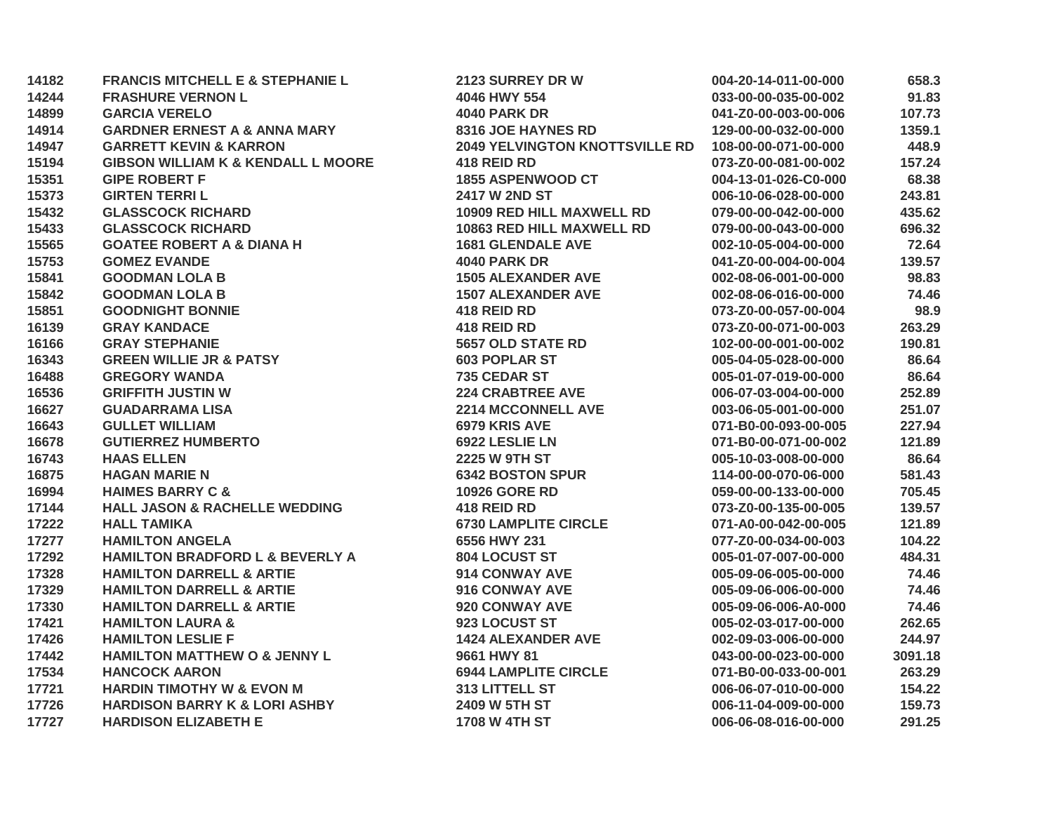| | | | | |
|---|---|---|---|---|
| 14182 | FRANCIS MITCHELL E & STEPHANIE L | 2123 SURREY DR W | 004-20-14-011-00-000 | 658.3 |
| 14244 | FRASHURE VERNON L | 4046 HWY 554 | 033-00-00-035-00-002 | 91.83 |
| 14899 | GARCIA VERELO | 4040 PARK DR | 041-Z0-00-003-00-006 | 107.73 |
| 14914 | GARDNER ERNEST A & ANNA MARY | 8316 JOE HAYNES RD | 129-00-00-032-00-000 | 1359.1 |
| 14947 | GARRETT KEVIN & KARRON | 2049 YELVINGTON KNOTTSVILLE RD | 108-00-00-071-00-000 | 448.9 |
| 15194 | GIBSON WILLIAM K & KENDALL L MOORE | 418 REID RD | 073-Z0-00-081-00-002 | 157.24 |
| 15351 | GIPE ROBERT F | 1855 ASPENWOOD CT | 004-13-01-026-C0-000 | 68.38 |
| 15373 | GIRTEN TERRI L | 2417 W 2ND ST | 006-10-06-028-00-000 | 243.81 |
| 15432 | GLASSCOCK RICHARD | 10909 RED HILL MAXWELL RD | 079-00-00-042-00-000 | 435.62 |
| 15433 | GLASSCOCK RICHARD | 10863 RED HILL MAXWELL RD | 079-00-00-043-00-000 | 696.32 |
| 15565 | GOATEE ROBERT A & DIANA H | 1681 GLENDALE AVE | 002-10-05-004-00-000 | 72.64 |
| 15753 | GOMEZ EVANDE | 4040 PARK DR | 041-Z0-00-004-00-004 | 139.57 |
| 15841 | GOODMAN LOLA B | 1505 ALEXANDER AVE | 002-08-06-001-00-000 | 98.83 |
| 15842 | GOODMAN LOLA B | 1507 ALEXANDER AVE | 002-08-06-016-00-000 | 74.46 |
| 15851 | GOODNIGHT BONNIE | 418 REID RD | 073-Z0-00-057-00-004 | 98.9 |
| 16139 | GRAY KANDACE | 418 REID RD | 073-Z0-00-071-00-003 | 263.29 |
| 16166 | GRAY STEPHANIE | 5657 OLD STATE RD | 102-00-00-001-00-002 | 190.81 |
| 16343 | GREEN WILLIE JR & PATSY | 603 POPLAR ST | 005-04-05-028-00-000 | 86.64 |
| 16488 | GREGORY WANDA | 735 CEDAR ST | 005-01-07-019-00-000 | 86.64 |
| 16536 | GRIFFITH JUSTIN W | 224 CRABTREE AVE | 006-07-03-004-00-000 | 252.89 |
| 16627 | GUADARRAMA LISA | 2214 MCCONNELL AVE | 003-06-05-001-00-000 | 251.07 |
| 16643 | GULLET WILLIAM | 6979 KRIS AVE | 071-B0-00-093-00-005 | 227.94 |
| 16678 | GUTIERREZ HUMBERTO | 6922 LESLIE LN | 071-B0-00-071-00-002 | 121.89 |
| 16743 | HAAS ELLEN | 2225 W 9TH ST | 005-10-03-008-00-000 | 86.64 |
| 16875 | HAGAN MARIE N | 6342 BOSTON SPUR | 114-00-00-070-06-000 | 581.43 |
| 16994 | HAIMES BARRY C & | 10926 GORE RD | 059-00-00-133-00-000 | 705.45 |
| 17144 | HALL JASON & RACHELLE WEDDING | 418 REID RD | 073-Z0-00-135-00-005 | 139.57 |
| 17222 | HALL TAMIKA | 6730 LAMPLITE CIRCLE | 071-A0-00-042-00-005 | 121.89 |
| 17277 | HAMILTON ANGELA | 6556 HWY 231 | 077-Z0-00-034-00-003 | 104.22 |
| 17292 | HAMILTON BRADFORD L & BEVERLY A | 804 LOCUST ST | 005-01-07-007-00-000 | 484.31 |
| 17328 | HAMILTON DARRELL & ARTIE | 914 CONWAY AVE | 005-09-06-005-00-000 | 74.46 |
| 17329 | HAMILTON DARRELL & ARTIE | 916 CONWAY AVE | 005-09-06-006-00-000 | 74.46 |
| 17330 | HAMILTON DARRELL & ARTIE | 920 CONWAY AVE | 005-09-06-006-A0-000 | 74.46 |
| 17421 | HAMILTON LAURA & | 923 LOCUST ST | 005-02-03-017-00-000 | 262.65 |
| 17426 | HAMILTON LESLIE F | 1424 ALEXANDER AVE | 002-09-03-006-00-000 | 244.97 |
| 17442 | HAMILTON MATTHEW O & JENNY L | 9661 HWY 81 | 043-00-00-023-00-000 | 3091.18 |
| 17534 | HANCOCK AARON | 6944 LAMPLITE CIRCLE | 071-B0-00-033-00-001 | 263.29 |
| 17721 | HARDIN TIMOTHY W & EVON M | 313 LITTELL ST | 006-06-07-010-00-000 | 154.22 |
| 17726 | HARDISON BARRY K & LORI ASHBY | 2409 W 5TH ST | 006-11-04-009-00-000 | 159.73 |
| 17727 | HARDISON ELIZABETH E | 1708 W 4TH ST | 006-06-08-016-00-000 | 291.25 |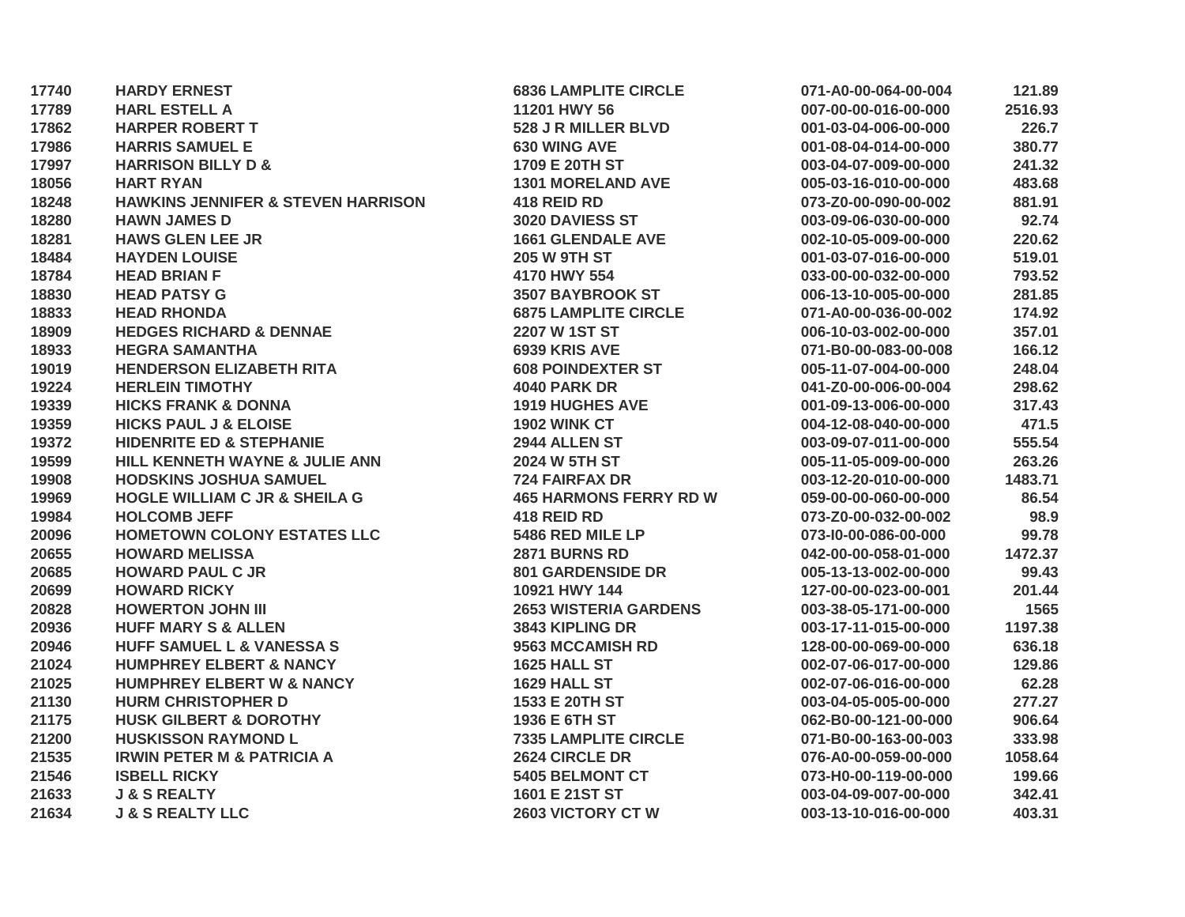| | | | | |
|---|---|---|---|---|
| 17740 | HARDY ERNEST | 6836 LAMPLITE CIRCLE | 071-A0-00-064-00-004 | 121.89 |
| 17789 | HARL ESTELL A | 11201 HWY 56 | 007-00-00-016-00-000 | 2516.93 |
| 17862 | HARPER ROBERT T | 528 J R MILLER BLVD | 001-03-04-006-00-000 | 226.7 |
| 17986 | HARRIS SAMUEL E | 630 WING AVE | 001-08-04-014-00-000 | 380.77 |
| 17997 | HARRISON BILLY D & | 1709 E 20TH ST | 003-04-07-009-00-000 | 241.32 |
| 18056 | HART RYAN | 1301 MORELAND AVE | 005-03-16-010-00-000 | 483.68 |
| 18248 | HAWKINS JENNIFER & STEVEN HARRISON | 418 REID RD | 073-Z0-00-090-00-002 | 881.91 |
| 18280 | HAWN JAMES D | 3020 DAVIESS ST | 003-09-06-030-00-000 | 92.74 |
| 18281 | HAWS GLEN LEE JR | 1661 GLENDALE AVE | 002-10-05-009-00-000 | 220.62 |
| 18484 | HAYDEN LOUISE | 205 W 9TH ST | 001-03-07-016-00-000 | 519.01 |
| 18784 | HEAD BRIAN F | 4170 HWY 554 | 033-00-00-032-00-000 | 793.52 |
| 18830 | HEAD PATSY G | 3507 BAYBROOK ST | 006-13-10-005-00-000 | 281.85 |
| 18833 | HEAD RHONDA | 6875 LAMPLITE CIRCLE | 071-A0-00-036-00-002 | 174.92 |
| 18909 | HEDGES RICHARD & DENNAE | 2207 W 1ST ST | 006-10-03-002-00-000 | 357.01 |
| 18933 | HEGRA SAMANTHA | 6939 KRIS AVE | 071-B0-00-083-00-008 | 166.12 |
| 19019 | HENDERSON ELIZABETH RITA | 608 POINDEXTER ST | 005-11-07-004-00-000 | 248.04 |
| 19224 | HERLEIN TIMOTHY | 4040 PARK DR | 041-Z0-00-006-00-004 | 298.62 |
| 19339 | HICKS FRANK & DONNA | 1919 HUGHES AVE | 001-09-13-006-00-000 | 317.43 |
| 19359 | HICKS PAUL J & ELOISE | 1902 WINK CT | 004-12-08-040-00-000 | 471.5 |
| 19372 | HIDENRITE ED & STEPHANIE | 2944 ALLEN ST | 003-09-07-011-00-000 | 555.54 |
| 19599 | HILL KENNETH WAYNE & JULIE ANN | 2024 W 5TH ST | 005-11-05-009-00-000 | 263.26 |
| 19908 | HODSKINS JOSHUA SAMUEL | 724 FAIRFAX DR | 003-12-20-010-00-000 | 1483.71 |
| 19969 | HOGLE WILLIAM C JR & SHEILA G | 465 HARMONS FERRY RD W | 059-00-00-060-00-000 | 86.54 |
| 19984 | HOLCOMB JEFF | 418 REID RD | 073-Z0-00-032-00-002 | 98.9 |
| 20096 | HOMETOWN COLONY ESTATES LLC | 5486 RED MILE LP | 073-I0-00-086-00-000 | 99.78 |
| 20655 | HOWARD MELISSA | 2871 BURNS RD | 042-00-00-058-01-000 | 1472.37 |
| 20685 | HOWARD PAUL C JR | 801 GARDENSIDE DR | 005-13-13-002-00-000 | 99.43 |
| 20699 | HOWARD RICKY | 10921 HWY 144 | 127-00-00-023-00-001 | 201.44 |
| 20828 | HOWERTON JOHN III | 2653 WISTERIA GARDENS | 003-38-05-171-00-000 | 1565 |
| 20936 | HUFF MARY S & ALLEN | 3843 KIPLING DR | 003-17-11-015-00-000 | 1197.38 |
| 20946 | HUFF SAMUEL L & VANESSA S | 9563 MCCAMISH RD | 128-00-00-069-00-000 | 636.18 |
| 21024 | HUMPHREY ELBERT & NANCY | 1625 HALL ST | 002-07-06-017-00-000 | 129.86 |
| 21025 | HUMPHREY ELBERT W & NANCY | 1629 HALL ST | 002-07-06-016-00-000 | 62.28 |
| 21130 | HURM CHRISTOPHER D | 1533 E 20TH ST | 003-04-05-005-00-000 | 277.27 |
| 21175 | HUSK GILBERT & DOROTHY | 1936 E 6TH ST | 062-B0-00-121-00-000 | 906.64 |
| 21200 | HUSKISSON RAYMOND L | 7335 LAMPLITE CIRCLE | 071-B0-00-163-00-003 | 333.98 |
| 21535 | IRWIN PETER M & PATRICIA A | 2624 CIRCLE DR | 076-A0-00-059-00-000 | 1058.64 |
| 21546 | ISBELL RICKY | 5405 BELMONT CT | 073-H0-00-119-00-000 | 199.66 |
| 21633 | J & S REALTY | 1601 E 21ST ST | 003-04-09-007-00-000 | 342.41 |
| 21634 | J & S REALTY LLC | 2603 VICTORY CT W | 003-13-10-016-00-000 | 403.31 |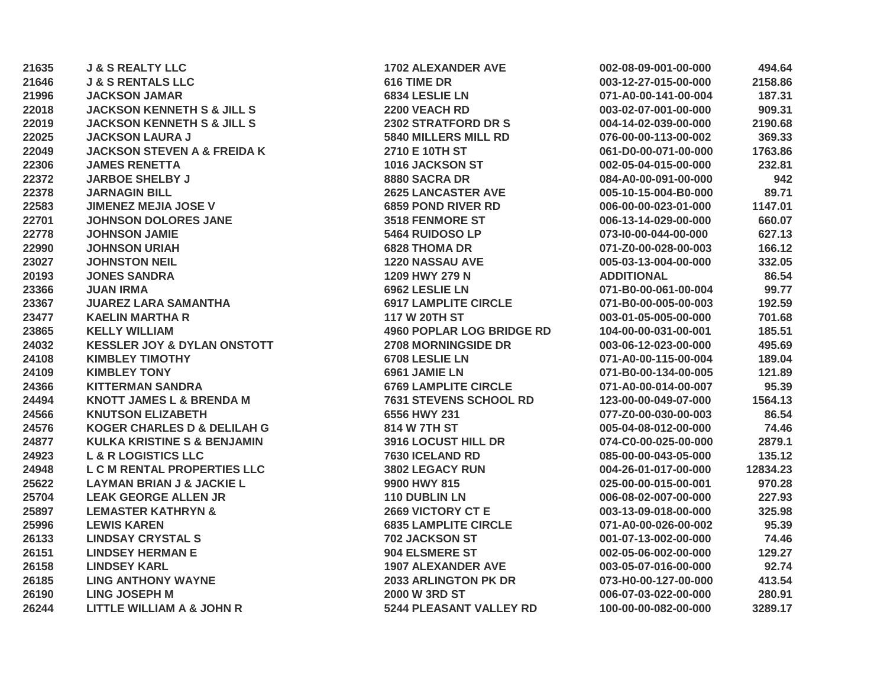| | | | | |
|---|---|---|---|---|
| 21635 | J & S REALTY LLC | 1702 ALEXANDER AVE | 002-08-09-001-00-000 | 494.64 |
| 21646 | J & S RENTALS LLC | 616 TIME DR | 003-12-27-015-00-000 | 2158.86 |
| 21996 | JACKSON JAMAR | 6834 LESLIE LN | 071-A0-00-141-00-004 | 187.31 |
| 22018 | JACKSON KENNETH S & JILL S | 2200 VEACH RD | 003-02-07-001-00-000 | 909.31 |
| 22019 | JACKSON KENNETH S & JILL S | 2302 STRATFORD DR S | 004-14-02-039-00-000 | 2190.68 |
| 22025 | JACKSON LAURA J | 5840 MILLERS MILL RD | 076-00-00-113-00-002 | 369.33 |
| 22049 | JACKSON STEVEN A & FREIDA K | 2710 E 10TH ST | 061-D0-00-071-00-000 | 1763.86 |
| 22306 | JAMES RENETTA | 1016 JACKSON ST | 002-05-04-015-00-000 | 232.81 |
| 22372 | JARBOE SHELBY J | 8880 SACRA DR | 084-A0-00-091-00-000 | 942 |
| 22378 | JARNAGIN BILL | 2625 LANCASTER AVE | 005-10-15-004-B0-000 | 89.71 |
| 22583 | JIMENEZ MEJIA JOSE V | 6859 POND RIVER RD | 006-00-00-023-01-000 | 1147.01 |
| 22701 | JOHNSON DOLORES JANE | 3518 FENMORE ST | 006-13-14-029-00-000 | 660.07 |
| 22778 | JOHNSON JAMIE | 5464 RUIDOSO LP | 073-I0-00-044-00-000 | 627.13 |
| 22990 | JOHNSON URIAH | 6828 THOMA DR | 071-Z0-00-028-00-003 | 166.12 |
| 23027 | JOHNSTON NEIL | 1220 NASSAU AVE | 005-03-13-004-00-000 | 332.05 |
| 20193 | JONES SANDRA | 1209 HWY 279 N | ADDITIONAL | 86.54 |
| 23366 | JUAN IRMA | 6962 LESLIE LN | 071-B0-00-061-00-004 | 99.77 |
| 23367 | JUAREZ LARA SAMANTHA | 6917 LAMPLITE CIRCLE | 071-B0-00-005-00-003 | 192.59 |
| 23477 | KAELIN MARTHA R | 117 W 20TH ST | 003-01-05-005-00-000 | 701.68 |
| 23865 | KELLY WILLIAM | 4960 POPLAR LOG BRIDGE RD | 104-00-00-031-00-001 | 185.51 |
| 24032 | KESSLER JOY & DYLAN ONSTOTT | 2708 MORNINGSIDE DR | 003-06-12-023-00-000 | 495.69 |
| 24108 | KIMBLEY TIMOTHY | 6708 LESLIE LN | 071-A0-00-115-00-004 | 189.04 |
| 24109 | KIMBLEY TONY | 6961 JAMIE LN | 071-B0-00-134-00-005 | 121.89 |
| 24366 | KITTERMAN SANDRA | 6769 LAMPLITE CIRCLE | 071-A0-00-014-00-007 | 95.39 |
| 24494 | KNOTT JAMES L & BRENDA M | 7631 STEVENS SCHOOL RD | 123-00-00-049-07-000 | 1564.13 |
| 24566 | KNUTSON ELIZABETH | 6556 HWY 231 | 077-Z0-00-030-00-003 | 86.54 |
| 24576 | KOGER CHARLES D & DELILAH G | 814 W 7TH ST | 005-04-08-012-00-000 | 74.46 |
| 24877 | KULKA KRISTINE S & BENJAMIN | 3916 LOCUST HILL DR | 074-C0-00-025-00-000 | 2879.1 |
| 24923 | L & R LOGISTICS LLC | 7630 ICELAND RD | 085-00-00-043-05-000 | 135.12 |
| 24948 | L C M RENTAL PROPERTIES LLC | 3802 LEGACY RUN | 004-26-01-017-00-000 | 12834.23 |
| 25622 | LAYMAN BRIAN J & JACKIE L | 9900 HWY 815 | 025-00-00-015-00-001 | 970.28 |
| 25704 | LEAK GEORGE ALLEN JR | 110 DUBLIN LN | 006-08-02-007-00-000 | 227.93 |
| 25897 | LEMASTER KATHRYN & | 2669 VICTORY CT E | 003-13-09-018-00-000 | 325.98 |
| 25996 | LEWIS KAREN | 6835 LAMPLITE CIRCLE | 071-A0-00-026-00-002 | 95.39 |
| 26133 | LINDSAY CRYSTAL S | 702 JACKSON ST | 001-07-13-002-00-000 | 74.46 |
| 26151 | LINDSEY HERMAN E | 904 ELSMERE ST | 002-05-06-002-00-000 | 129.27 |
| 26158 | LINDSEY KARL | 1907 ALEXANDER AVE | 003-05-07-016-00-000 | 92.74 |
| 26185 | LING ANTHONY WAYNE | 2033 ARLINGTON PK DR | 073-H0-00-127-00-000 | 413.54 |
| 26190 | LING JOSEPH M | 2000 W 3RD ST | 006-07-03-022-00-000 | 280.91 |
| 26244 | LITTLE WILLIAM A & JOHN R | 5244 PLEASANT VALLEY RD | 100-00-00-082-00-000 | 3289.17 |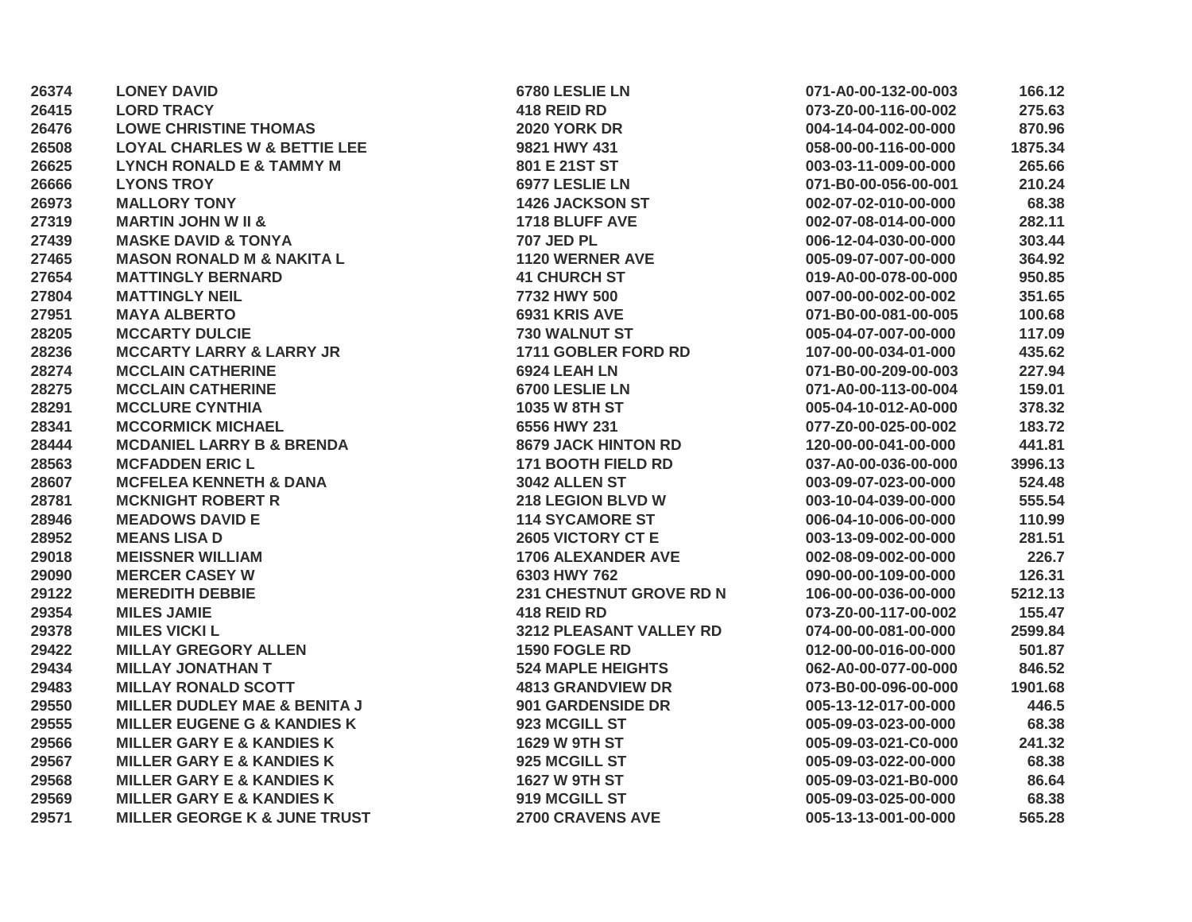| | | | | |
|---|---|---|---|---|
| 26374 | LONEY DAVID | 6780 LESLIE LN | 071-A0-00-132-00-003 | 166.12 |
| 26415 | LORD TRACY | 418 REID RD | 073-Z0-00-116-00-002 | 275.63 |
| 26476 | LOWE CHRISTINE THOMAS | 2020 YORK DR | 004-14-04-002-00-000 | 870.96 |
| 26508 | LOYAL CHARLES W & BETTIE LEE | 9821 HWY 431 | 058-00-00-116-00-000 | 1875.34 |
| 26625 | LYNCH RONALD E & TAMMY M | 801 E 21ST ST | 003-03-11-009-00-000 | 265.66 |
| 26666 | LYONS TROY | 6977 LESLIE LN | 071-B0-00-056-00-001 | 210.24 |
| 26973 | MALLORY TONY | 1426 JACKSON ST | 002-07-02-010-00-000 | 68.38 |
| 27319 | MARTIN JOHN W II & | 1718 BLUFF AVE | 002-07-08-014-00-000 | 282.11 |
| 27439 | MASKE DAVID & TONYA | 707 JED PL | 006-12-04-030-00-000 | 303.44 |
| 27465 | MASON RONALD M & NAKITA L | 1120 WERNER AVE | 005-09-07-007-00-000 | 364.92 |
| 27654 | MATTINGLY BERNARD | 41 CHURCH ST | 019-A0-00-078-00-000 | 950.85 |
| 27804 | MATTINGLY NEIL | 7732 HWY 500 | 007-00-00-002-00-002 | 351.65 |
| 27951 | MAYA ALBERTO | 6931 KRIS AVE | 071-B0-00-081-00-005 | 100.68 |
| 28205 | MCCARTY DULCIE | 730 WALNUT ST | 005-04-07-007-00-000 | 117.09 |
| 28236 | MCCARTY LARRY & LARRY JR | 1711 GOBLER FORD RD | 107-00-00-034-01-000 | 435.62 |
| 28274 | MCCLAIN CATHERINE | 6924 LEAH LN | 071-B0-00-209-00-003 | 227.94 |
| 28275 | MCCLAIN CATHERINE | 6700 LESLIE LN | 071-A0-00-113-00-004 | 159.01 |
| 28291 | MCCLURE CYNTHIA | 1035 W 8TH ST | 005-04-10-012-A0-000 | 378.32 |
| 28341 | MCCORMICK MICHAEL | 6556 HWY 231 | 077-Z0-00-025-00-002 | 183.72 |
| 28444 | MCDANIEL LARRY B & BRENDA | 8679 JACK HINTON RD | 120-00-00-041-00-000 | 441.81 |
| 28563 | MCFADDEN ERIC L | 171 BOOTH FIELD RD | 037-A0-00-036-00-000 | 3996.13 |
| 28607 | MCFELEA KENNETH & DANA | 3042 ALLEN ST | 003-09-07-023-00-000 | 524.48 |
| 28781 | MCKNIGHT ROBERT R | 218 LEGION BLVD W | 003-10-04-039-00-000 | 555.54 |
| 28946 | MEADOWS DAVID E | 114 SYCAMORE ST | 006-04-10-006-00-000 | 110.99 |
| 28952 | MEANS LISA D | 2605 VICTORY CT E | 003-13-09-002-00-000 | 281.51 |
| 29018 | MEISSNER WILLIAM | 1706 ALEXANDER AVE | 002-08-09-002-00-000 | 226.7 |
| 29090 | MERCER CASEY W | 6303 HWY 762 | 090-00-00-109-00-000 | 126.31 |
| 29122 | MEREDITH DEBBIE | 231 CHESTNUT GROVE RD N | 106-00-00-036-00-000 | 5212.13 |
| 29354 | MILES JAMIE | 418 REID RD | 073-Z0-00-117-00-002 | 155.47 |
| 29378 | MILES VICKI L | 3212 PLEASANT VALLEY RD | 074-00-00-081-00-000 | 2599.84 |
| 29422 | MILLAY GREGORY ALLEN | 1590 FOGLE RD | 012-00-00-016-00-000 | 501.87 |
| 29434 | MILLAY JONATHAN T | 524 MAPLE HEIGHTS | 062-A0-00-077-00-000 | 846.52 |
| 29483 | MILLAY RONALD SCOTT | 4813 GRANDVIEW DR | 073-B0-00-096-00-000 | 1901.68 |
| 29550 | MILLER DUDLEY MAE & BENITA J | 901 GARDENSIDE DR | 005-13-12-017-00-000 | 446.5 |
| 29555 | MILLER EUGENE G & KANDIES K | 923 MCGILL ST | 005-09-03-023-00-000 | 68.38 |
| 29566 | MILLER GARY E & KANDIES K | 1629 W 9TH ST | 005-09-03-021-C0-000 | 241.32 |
| 29567 | MILLER GARY E & KANDIES K | 925 MCGILL ST | 005-09-03-022-00-000 | 68.38 |
| 29568 | MILLER GARY E & KANDIES K | 1627 W 9TH ST | 005-09-03-021-B0-000 | 86.64 |
| 29569 | MILLER GARY E & KANDIES K | 919 MCGILL ST | 005-09-03-025-00-000 | 68.38 |
| 29571 | MILLER GEORGE K & JUNE TRUST | 2700 CRAVENS AVE | 005-13-13-001-00-000 | 565.28 |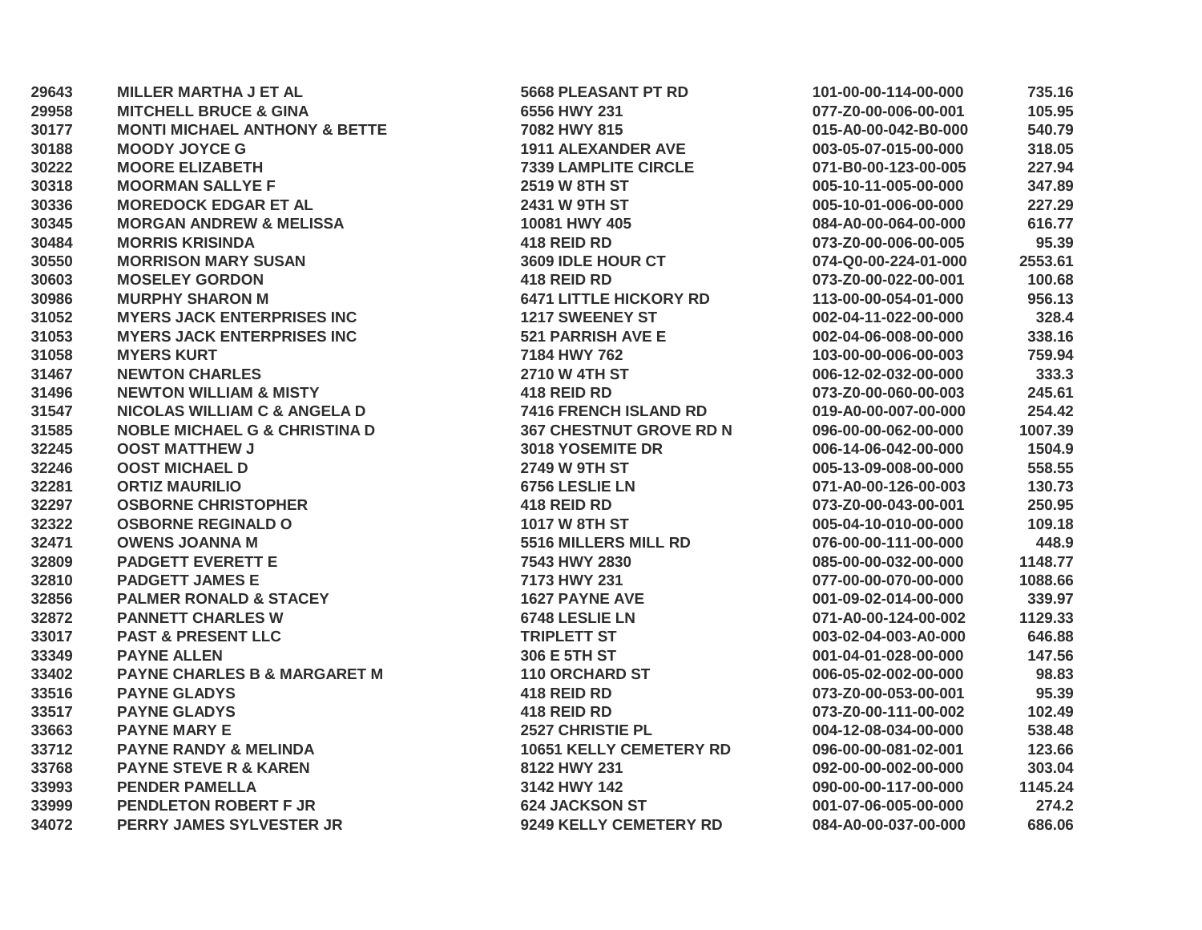| | | | | |
|---|---|---|---|---|
| 29643 | MILLER MARTHA J ET AL | 5668 PLEASANT PT RD | 101-00-00-114-00-000 | 735.16 |
| 29958 | MITCHELL BRUCE & GINA | 6556 HWY 231 | 077-Z0-00-006-00-001 | 105.95 |
| 30177 | MONTI MICHAEL ANTHONY & BETTE | 7082 HWY 815 | 015-A0-00-042-B0-000 | 540.79 |
| 30188 | MOODY JOYCE G | 1911 ALEXANDER AVE | 003-05-07-015-00-000 | 318.05 |
| 30222 | MOORE ELIZABETH | 7339 LAMPLITE CIRCLE | 071-B0-00-123-00-005 | 227.94 |
| 30318 | MOORMAN SALLYE F | 2519 W 8TH ST | 005-10-11-005-00-000 | 347.89 |
| 30336 | MOREDOCK EDGAR ET AL | 2431 W 9TH ST | 005-10-01-006-00-000 | 227.29 |
| 30345 | MORGAN ANDREW & MELISSA | 10081 HWY 405 | 084-A0-00-064-00-000 | 616.77 |
| 30484 | MORRIS KRISINDA | 418 REID RD | 073-Z0-00-006-00-005 | 95.39 |
| 30550 | MORRISON MARY SUSAN | 3609 IDLE HOUR CT | 074-Q0-00-224-01-000 | 2553.61 |
| 30603 | MOSELEY GORDON | 418 REID RD | 073-Z0-00-022-00-001 | 100.68 |
| 30986 | MURPHY SHARON M | 6471 LITTLE HICKORY RD | 113-00-00-054-01-000 | 956.13 |
| 31052 | MYERS JACK ENTERPRISES INC | 1217 SWEENEY ST | 002-04-11-022-00-000 | 328.4 |
| 31053 | MYERS JACK ENTERPRISES INC | 521 PARRISH AVE E | 002-04-06-008-00-000 | 338.16 |
| 31058 | MYERS KURT | 7184 HWY 762 | 103-00-00-006-00-003 | 759.94 |
| 31467 | NEWTON CHARLES | 2710 W 4TH ST | 006-12-02-032-00-000 | 333.3 |
| 31496 | NEWTON WILLIAM & MISTY | 418 REID RD | 073-Z0-00-060-00-003 | 245.61 |
| 31547 | NICOLAS WILLIAM C & ANGELA D | 7416 FRENCH ISLAND RD | 019-A0-00-007-00-000 | 254.42 |
| 31585 | NOBLE MICHAEL G & CHRISTINA D | 367 CHESTNUT GROVE RD N | 096-00-00-062-00-000 | 1007.39 |
| 32245 | OOST MATTHEW J | 3018 YOSEMITE DR | 006-14-06-042-00-000 | 1504.9 |
| 32246 | OOST MICHAEL D | 2749 W 9TH ST | 005-13-09-008-00-000 | 558.55 |
| 32281 | ORTIZ MAURILIO | 6756 LESLIE LN | 071-A0-00-126-00-003 | 130.73 |
| 32297 | OSBORNE CHRISTOPHER | 418 REID RD | 073-Z0-00-043-00-001 | 250.95 |
| 32322 | OSBORNE REGINALD O | 1017 W 8TH ST | 005-04-10-010-00-000 | 109.18 |
| 32471 | OWENS JOANNA M | 5516 MILLERS MILL RD | 076-00-00-111-00-000 | 448.9 |
| 32809 | PADGETT EVERETT E | 7543 HWY 2830 | 085-00-00-032-00-000 | 1148.77 |
| 32810 | PADGETT JAMES E | 7173 HWY 231 | 077-00-00-070-00-000 | 1088.66 |
| 32856 | PALMER RONALD & STACEY | 1627 PAYNE AVE | 001-09-02-014-00-000 | 339.97 |
| 32872 | PANNETT CHARLES W | 6748 LESLIE LN | 071-A0-00-124-00-002 | 1129.33 |
| 33017 | PAST & PRESENT LLC | TRIPLETT ST | 003-02-04-003-A0-000 | 646.88 |
| 33349 | PAYNE ALLEN | 306 E 5TH ST | 001-04-01-028-00-000 | 147.56 |
| 33402 | PAYNE CHARLES B & MARGARET M | 110 ORCHARD ST | 006-05-02-002-00-000 | 98.83 |
| 33516 | PAYNE GLADYS | 418 REID RD | 073-Z0-00-053-00-001 | 95.39 |
| 33517 | PAYNE GLADYS | 418 REID RD | 073-Z0-00-111-00-002 | 102.49 |
| 33663 | PAYNE MARY E | 2527 CHRISTIE PL | 004-12-08-034-00-000 | 538.48 |
| 33712 | PAYNE RANDY & MELINDA | 10651 KELLY CEMETERY RD | 096-00-00-081-02-001 | 123.66 |
| 33768 | PAYNE STEVE R & KAREN | 8122 HWY 231 | 092-00-00-002-00-000 | 303.04 |
| 33993 | PENDER PAMELLA | 3142 HWY 142 | 090-00-00-117-00-000 | 1145.24 |
| 33999 | PENDLETON ROBERT F JR | 624 JACKSON ST | 001-07-06-005-00-000 | 274.2 |
| 34072 | PERRY JAMES SYLVESTER JR | 9249 KELLY CEMETERY RD | 084-A0-00-037-00-000 | 686.06 |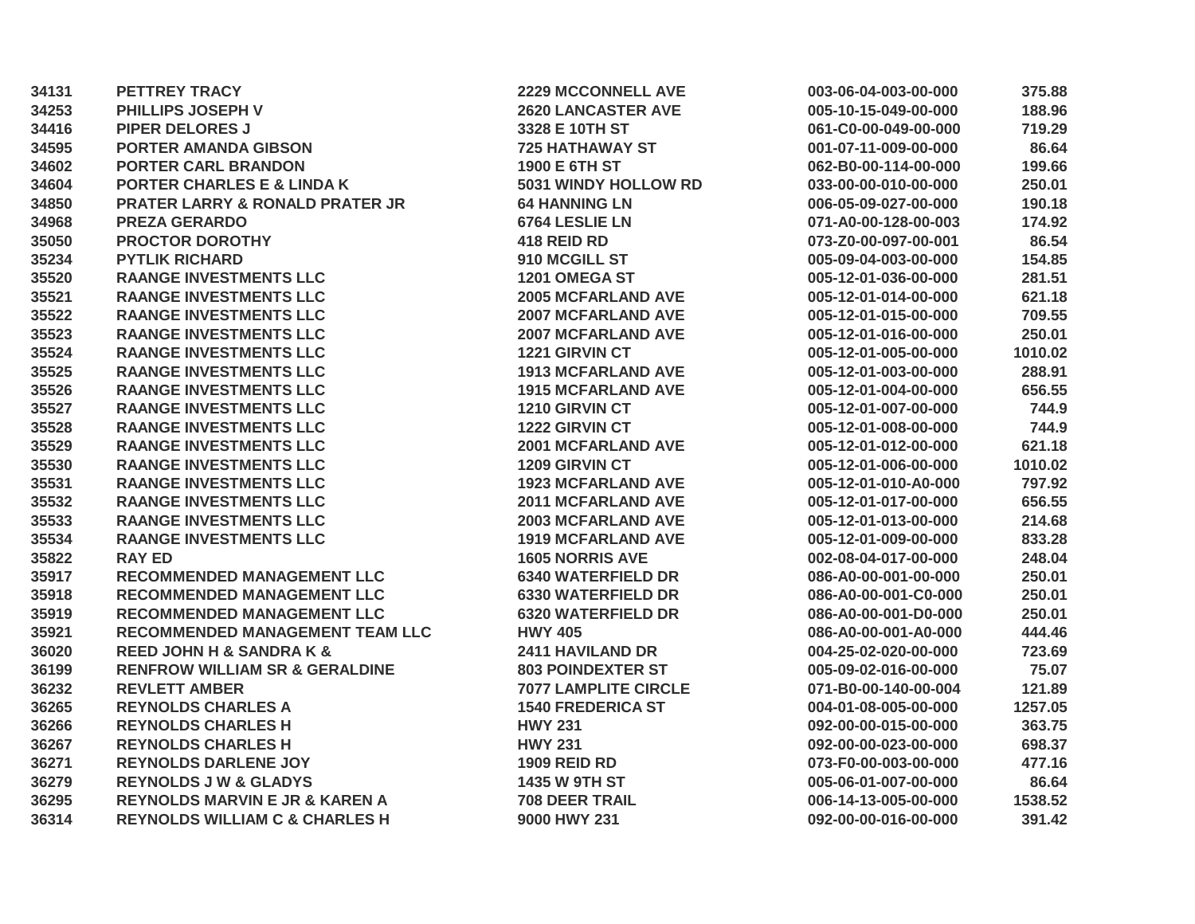| | | | | |
|---|---|---|---|---|
| 34131 | PETTREY TRACY | 2229 MCCONNELL AVE | 003-06-04-003-00-000 | 375.88 |
| 34253 | PHILLIPS JOSEPH V | 2620 LANCASTER AVE | 005-10-15-049-00-000 | 188.96 |
| 34416 | PIPER DELORES J | 3328 E 10TH ST | 061-C0-00-049-00-000 | 719.29 |
| 34595 | PORTER AMANDA GIBSON | 725 HATHAWAY ST | 001-07-11-009-00-000 | 86.64 |
| 34602 | PORTER CARL BRANDON | 1900 E 6TH ST | 062-B0-00-114-00-000 | 199.66 |
| 34604 | PORTER CHARLES E & LINDA K | 5031 WINDY HOLLOW RD | 033-00-00-010-00-000 | 250.01 |
| 34850 | PRATER LARRY & RONALD PRATER JR | 64 HANNING LN | 006-05-09-027-00-000 | 190.18 |
| 34968 | PREZA GERARDO | 6764 LESLIE LN | 071-A0-00-128-00-003 | 174.92 |
| 35050 | PROCTOR DOROTHY | 418 REID RD | 073-Z0-00-097-00-001 | 86.54 |
| 35234 | PYTLIK RICHARD | 910 MCGILL ST | 005-09-04-003-00-000 | 154.85 |
| 35520 | RAANGE INVESTMENTS LLC | 1201 OMEGA ST | 005-12-01-036-00-000 | 281.51 |
| 35521 | RAANGE INVESTMENTS LLC | 2005 MCFARLAND AVE | 005-12-01-014-00-000 | 621.18 |
| 35522 | RAANGE INVESTMENTS LLC | 2007 MCFARLAND AVE | 005-12-01-015-00-000 | 709.55 |
| 35523 | RAANGE INVESTMENTS LLC | 2007 MCFARLAND AVE | 005-12-01-016-00-000 | 250.01 |
| 35524 | RAANGE INVESTMENTS LLC | 1221 GIRVIN CT | 005-12-01-005-00-000 | 1010.02 |
| 35525 | RAANGE INVESTMENTS LLC | 1913 MCFARLAND AVE | 005-12-01-003-00-000 | 288.91 |
| 35526 | RAANGE INVESTMENTS LLC | 1915 MCFARLAND AVE | 005-12-01-004-00-000 | 656.55 |
| 35527 | RAANGE INVESTMENTS LLC | 1210 GIRVIN CT | 005-12-01-007-00-000 | 744.9 |
| 35528 | RAANGE INVESTMENTS LLC | 1222 GIRVIN CT | 005-12-01-008-00-000 | 744.9 |
| 35529 | RAANGE INVESTMENTS LLC | 2001 MCFARLAND AVE | 005-12-01-012-00-000 | 621.18 |
| 35530 | RAANGE INVESTMENTS LLC | 1209 GIRVIN CT | 005-12-01-006-00-000 | 1010.02 |
| 35531 | RAANGE INVESTMENTS LLC | 1923 MCFARLAND AVE | 005-12-01-010-A0-000 | 797.92 |
| 35532 | RAANGE INVESTMENTS LLC | 2011 MCFARLAND AVE | 005-12-01-017-00-000 | 656.55 |
| 35533 | RAANGE INVESTMENTS LLC | 2003 MCFARLAND AVE | 005-12-01-013-00-000 | 214.68 |
| 35534 | RAANGE INVESTMENTS LLC | 1919 MCFARLAND AVE | 005-12-01-009-00-000 | 833.28 |
| 35822 | RAY ED | 1605 NORRIS AVE | 002-08-04-017-00-000 | 248.04 |
| 35917 | RECOMMENDED MANAGEMENT LLC | 6340 WATERFIELD DR | 086-A0-00-001-00-000 | 250.01 |
| 35918 | RECOMMENDED MANAGEMENT LLC | 6330 WATERFIELD DR | 086-A0-00-001-C0-000 | 250.01 |
| 35919 | RECOMMENDED MANAGEMENT LLC | 6320 WATERFIELD DR | 086-A0-00-001-D0-000 | 250.01 |
| 35921 | RECOMMENDED MANAGEMENT TEAM LLC | HWY 405 | 086-A0-00-001-A0-000 | 444.46 |
| 36020 | REED JOHN H & SANDRA K & | 2411 HAVILAND DR | 004-25-02-020-00-000 | 723.69 |
| 36199 | RENFROW WILLIAM SR & GERALDINE | 803 POINDEXTER ST | 005-09-02-016-00-000 | 75.07 |
| 36232 | REVLETT AMBER | 7077 LAMPLITE CIRCLE | 071-B0-00-140-00-004 | 121.89 |
| 36265 | REYNOLDS CHARLES A | 1540 FREDERICA ST | 004-01-08-005-00-000 | 1257.05 |
| 36266 | REYNOLDS CHARLES H | HWY 231 | 092-00-00-015-00-000 | 363.75 |
| 36267 | REYNOLDS CHARLES H | HWY 231 | 092-00-00-023-00-000 | 698.37 |
| 36271 | REYNOLDS DARLENE JOY | 1909 REID RD | 073-F0-00-003-00-000 | 477.16 |
| 36279 | REYNOLDS J W & GLADYS | 1435 W 9TH ST | 005-06-01-007-00-000 | 86.64 |
| 36295 | REYNOLDS MARVIN E JR & KAREN A | 708 DEER TRAIL | 006-14-13-005-00-000 | 1538.52 |
| 36314 | REYNOLDS WILLIAM C & CHARLES H | 9000 HWY 231 | 092-00-00-016-00-000 | 391.42 |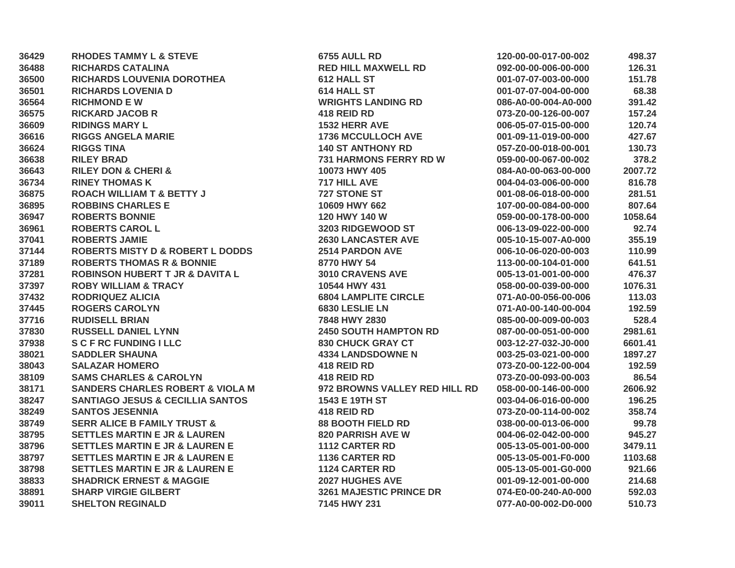| | | | | |
|---|---|---|---|---|
| 36429 | RHODES TAMMY L & STEVE | 6755 AULL RD | 120-00-00-017-00-002 | 498.37 |
| 36488 | RICHARDS CATALINA | RED HILL MAXWELL RD | 092-00-00-006-00-000 | 126.31 |
| 36500 | RICHARDS LOUVENIA DOROTHEA | 612 HALL ST | 001-07-07-003-00-000 | 151.78 |
| 36501 | RICHARDS LOVENIA D | 614 HALL ST | 001-07-07-004-00-000 | 68.38 |
| 36564 | RICHMOND E W | WRIGHTS LANDING RD | 086-A0-00-004-A0-000 | 391.42 |
| 36575 | RICKARD JACOB R | 418 REID RD | 073-Z0-00-126-00-007 | 157.24 |
| 36609 | RIDINGS MARY L | 1532 HERR AVE | 006-05-07-015-00-000 | 120.74 |
| 36616 | RIGGS ANGELA MARIE | 1736 MCCULLOCH AVE | 001-09-11-019-00-000 | 427.67 |
| 36624 | RIGGS TINA | 140 ST ANTHONY RD | 057-Z0-00-018-00-001 | 130.73 |
| 36638 | RILEY BRAD | 731 HARMONS FERRY RD W | 059-00-00-067-00-002 | 378.2 |
| 36643 | RILEY DON & CHERI & | 10073 HWY 405 | 084-A0-00-063-00-000 | 2007.72 |
| 36734 | RINEY THOMAS K | 717 HILL AVE | 004-04-03-006-00-000 | 816.78 |
| 36875 | ROACH WILLIAM T & BETTY J | 727 STONE ST | 001-08-06-018-00-000 | 281.51 |
| 36895 | ROBBINS CHARLES E | 10609 HWY 662 | 107-00-00-084-00-000 | 807.64 |
| 36947 | ROBERTS BONNIE | 120 HWY 140 W | 059-00-00-178-00-000 | 1058.64 |
| 36961 | ROBERTS CAROL L | 3203 RIDGEWOOD ST | 006-13-09-022-00-000 | 92.74 |
| 37041 | ROBERTS JAMIE | 2630 LANCASTER AVE | 005-10-15-007-A0-000 | 355.19 |
| 37144 | ROBERTS MISTY D & ROBERT L DODDS | 2514 PARDON AVE | 006-10-06-020-00-003 | 110.99 |
| 37189 | ROBERTS THOMAS R & BONNIE | 8770 HWY 54 | 113-00-00-104-01-000 | 641.51 |
| 37281 | ROBINSON HUBERT T JR & DAVITA L | 3010 CRAVENS AVE | 005-13-01-001-00-000 | 476.37 |
| 37397 | ROBY WILLIAM & TRACY | 10544 HWY 431 | 058-00-00-039-00-000 | 1076.31 |
| 37432 | RODRIQUEZ ALICIA | 6804 LAMPLITE CIRCLE | 071-A0-00-056-00-006 | 113.03 |
| 37445 | ROGERS CAROLYN | 6830 LESLIE LN | 071-A0-00-140-00-004 | 192.59 |
| 37716 | RUDISELL BRIAN | 7848 HWY 2830 | 085-00-00-009-00-003 | 528.4 |
| 37830 | RUSSELL DANIEL LYNN | 2450 SOUTH HAMPTON RD | 087-00-00-051-00-000 | 2981.61 |
| 37938 | S C F RC FUNDING I LLC | 830 CHUCK GRAY CT | 003-12-27-032-J0-000 | 6601.41 |
| 38021 | SADDLER SHAUNA | 4334 LANDSDOWNE N | 003-25-03-021-00-000 | 1897.27 |
| 38043 | SALAZAR HOMERO | 418 REID RD | 073-Z0-00-122-00-004 | 192.59 |
| 38109 | SAMS CHARLES & CAROLYN | 418 REID RD | 073-Z0-00-093-00-003 | 86.54 |
| 38171 | SANDERS CHARLES ROBERT & VIOLA M | 972 BROWNS VALLEY RED HILL RD | 058-00-00-146-00-000 | 2606.92 |
| 38247 | SANTIAGO JESUS & CECILLIA SANTOS | 1543 E 19TH ST | 003-04-06-016-00-000 | 196.25 |
| 38249 | SANTOS JESENNIA | 418 REID RD | 073-Z0-00-114-00-002 | 358.74 |
| 38749 | SERR ALICE B FAMILY TRUST & | 88 BOOTH FIELD RD | 038-00-00-013-06-000 | 99.78 |
| 38795 | SETTLES MARTIN E JR & LAUREN | 820 PARRISH AVE W | 004-06-02-042-00-000 | 945.27 |
| 38796 | SETTLES MARTIN E JR & LAUREN E | 1112 CARTER RD | 005-13-05-001-00-000 | 3479.11 |
| 38797 | SETTLES MARTIN E JR & LAUREN E | 1136 CARTER RD | 005-13-05-001-F0-000 | 1103.68 |
| 38798 | SETTLES MARTIN E JR & LAUREN E | 1124 CARTER RD | 005-13-05-001-G0-000 | 921.66 |
| 38833 | SHADRICK ERNEST & MAGGIE | 2027 HUGHES AVE | 001-09-12-001-00-000 | 214.68 |
| 38891 | SHARP VIRGIE GILBERT | 3261 MAJESTIC PRINCE DR | 074-E0-00-240-A0-000 | 592.03 |
| 39011 | SHELTON REGINALD | 7145 HWY 231 | 077-A0-00-002-D0-000 | 510.73 |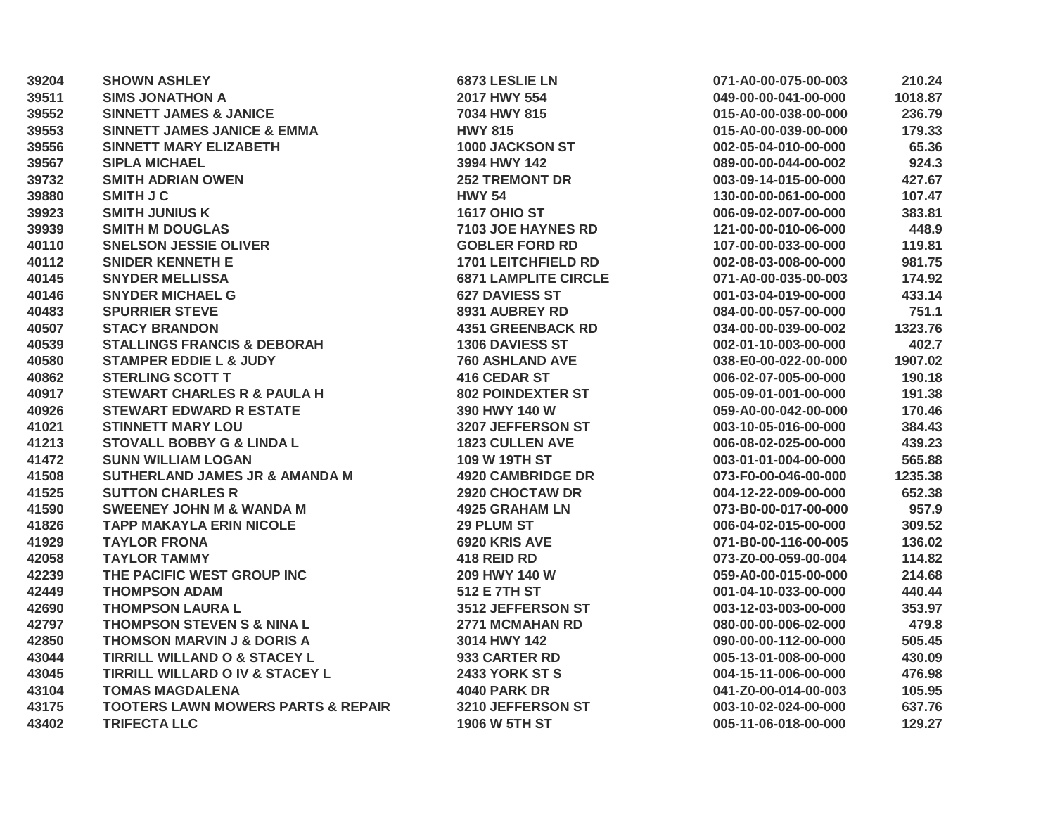| | | | | |
|---|---|---|---|---|
| 39204 | SHOWN ASHLEY | 6873 LESLIE LN | 071-A0-00-075-00-003 | 210.24 |
| 39511 | SIMS JONATHON A | 2017 HWY 554 | 049-00-00-041-00-000 | 1018.87 |
| 39552 | SINNETT JAMES & JANICE | 7034 HWY 815 | 015-A0-00-038-00-000 | 236.79 |
| 39553 | SINNETT JAMES JANICE & EMMA | HWY 815 | 015-A0-00-039-00-000 | 179.33 |
| 39556 | SINNETT MARY ELIZABETH | 1000 JACKSON ST | 002-05-04-010-00-000 | 65.36 |
| 39567 | SIPLA MICHAEL | 3994 HWY 142 | 089-00-00-044-00-002 | 924.3 |
| 39732 | SMITH ADRIAN OWEN | 252 TREMONT DR | 003-09-14-015-00-000 | 427.67 |
| 39880 | SMITH J C | HWY 54 | 130-00-00-061-00-000 | 107.47 |
| 39923 | SMITH JUNIUS K | 1617 OHIO ST | 006-09-02-007-00-000 | 383.81 |
| 39939 | SMITH M DOUGLAS | 7103 JOE HAYNES RD | 121-00-00-010-06-000 | 448.9 |
| 40110 | SNELSON JESSIE OLIVER | GOBLER FORD RD | 107-00-00-033-00-000 | 119.81 |
| 40112 | SNIDER KENNETH E | 1701 LEITCHFIELD RD | 002-08-03-008-00-000 | 981.75 |
| 40145 | SNYDER MELLISSA | 6871 LAMPLITE CIRCLE | 071-A0-00-035-00-003 | 174.92 |
| 40146 | SNYDER MICHAEL G | 627 DAVIESS ST | 001-03-04-019-00-000 | 433.14 |
| 40483 | SPURRIER STEVE | 8931 AUBREY RD | 084-00-00-057-00-000 | 751.1 |
| 40507 | STACY BRANDON | 4351 GREENBACK RD | 034-00-00-039-00-002 | 1323.76 |
| 40539 | STALLINGS FRANCIS & DEBORAH | 1306 DAVIESS ST | 002-01-10-003-00-000 | 402.7 |
| 40580 | STAMPER EDDIE L & JUDY | 760 ASHLAND AVE | 038-E0-00-022-00-000 | 1907.02 |
| 40862 | STERLING SCOTT T | 416 CEDAR ST | 006-02-07-005-00-000 | 190.18 |
| 40917 | STEWART CHARLES R & PAULA H | 802 POINDEXTER ST | 005-09-01-001-00-000 | 191.38 |
| 40926 | STEWART EDWARD R ESTATE | 390 HWY 140 W | 059-A0-00-042-00-000 | 170.46 |
| 41021 | STINNETT MARY LOU | 3207 JEFFERSON ST | 003-10-05-016-00-000 | 384.43 |
| 41213 | STOVALL BOBBY G & LINDA L | 1823 CULLEN AVE | 006-08-02-025-00-000 | 439.23 |
| 41472 | SUNN WILLIAM LOGAN | 109 W 19TH ST | 003-01-01-004-00-000 | 565.88 |
| 41508 | SUTHERLAND JAMES JR & AMANDA M | 4920 CAMBRIDGE DR | 073-F0-00-046-00-000 | 1235.38 |
| 41525 | SUTTON CHARLES R | 2920 CHOCTAW DR | 004-12-22-009-00-000 | 652.38 |
| 41590 | SWEENEY JOHN M & WANDA M | 4925 GRAHAM LN | 073-B0-00-017-00-000 | 957.9 |
| 41826 | TAPP MAKAYLA ERIN NICOLE | 29 PLUM ST | 006-04-02-015-00-000 | 309.52 |
| 41929 | TAYLOR FRONA | 6920 KRIS AVE | 071-B0-00-116-00-005 | 136.02 |
| 42058 | TAYLOR TAMMY | 418 REID RD | 073-Z0-00-059-00-004 | 114.82 |
| 42239 | THE PACIFIC WEST GROUP INC | 209 HWY 140 W | 059-A0-00-015-00-000 | 214.68 |
| 42449 | THOMPSON ADAM | 512 E 7TH ST | 001-04-10-033-00-000 | 440.44 |
| 42690 | THOMPSON LAURA L | 3512 JEFFERSON ST | 003-12-03-003-00-000 | 353.97 |
| 42797 | THOMPSON STEVEN S & NINA L | 2771 MCMAHAN RD | 080-00-00-006-02-000 | 479.8 |
| 42850 | THOMSON MARVIN J & DORIS A | 3014 HWY 142 | 090-00-00-112-00-000 | 505.45 |
| 43044 | TIRRILL WILLAND O & STACEY L | 933 CARTER RD | 005-13-01-008-00-000 | 430.09 |
| 43045 | TIRRILL WILLARD O IV & STACEY L | 2433 YORK ST S | 004-15-11-006-00-000 | 476.98 |
| 43104 | TOMAS MAGDALENA | 4040 PARK DR | 041-Z0-00-014-00-003 | 105.95 |
| 43175 | TOOTERS LAWN MOWERS PARTS & REPAIR | 3210 JEFFERSON ST | 003-10-02-024-00-000 | 637.76 |
| 43402 | TRIFECTA LLC | 1906 W 5TH ST | 005-11-06-018-00-000 | 129.27 |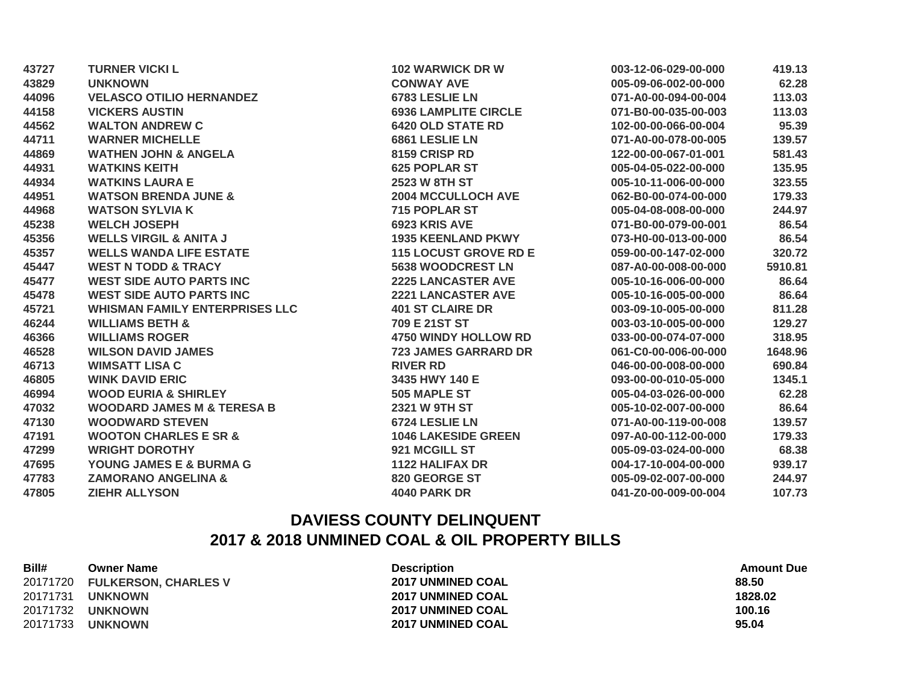| | | | | |
|---|---|---|---|---|
| 43727 | TURNER VICKI L | 102 WARWICK DR W | 003-12-06-029-00-000 | 419.13 |
| 43829 | UNKNOWN | CONWAY AVE | 005-09-06-002-00-000 | 62.28 |
| 44096 | VELASCO OTILIO HERNANDEZ | 6783 LESLIE LN | 071-A0-00-094-00-004 | 113.03 |
| 44158 | VICKERS AUSTIN | 6936 LAMPLITE CIRCLE | 071-B0-00-035-00-003 | 113.03 |
| 44562 | WALTON ANDREW C | 6420 OLD STATE RD | 102-00-00-066-00-004 | 95.39 |
| 44711 | WARNER MICHELLE | 6861 LESLIE LN | 071-A0-00-078-00-005 | 139.57 |
| 44869 | WATHEN JOHN & ANGELA | 8159 CRISP RD | 122-00-00-067-01-001 | 581.43 |
| 44931 | WATKINS KEITH | 625 POPLAR ST | 005-04-05-022-00-000 | 135.95 |
| 44934 | WATKINS LAURA E | 2523 W 8TH ST | 005-10-11-006-00-000 | 323.55 |
| 44951 | WATSON BRENDA JUNE & | 2004 MCCULLOCH AVE | 062-B0-00-074-00-000 | 179.33 |
| 44968 | WATSON SYLVIA K | 715 POPLAR ST | 005-04-08-008-00-000 | 244.97 |
| 45238 | WELCH JOSEPH | 6923 KRIS AVE | 071-B0-00-079-00-001 | 86.54 |
| 45356 | WELLS VIRGIL & ANITA J | 1935 KEENLAND PKWY | 073-H0-00-013-00-000 | 86.54 |
| 45357 | WELLS WANDA LIFE ESTATE | 115 LOCUST GROVE RD E | 059-00-00-147-02-000 | 320.72 |
| 45447 | WEST N TODD & TRACY | 5638 WOODCREST LN | 087-A0-00-008-00-000 | 5910.81 |
| 45477 | WEST SIDE AUTO PARTS INC | 2225 LANCASTER AVE | 005-10-16-006-00-000 | 86.64 |
| 45478 | WEST SIDE AUTO PARTS INC | 2221 LANCASTER AVE | 005-10-16-005-00-000 | 86.64 |
| 45721 | WHISMAN FAMILY ENTERPRISES LLC | 401 ST CLAIRE DR | 003-09-10-005-00-000 | 811.28 |
| 46244 | WILLIAMS BETH & | 709 E 21ST ST | 003-03-10-005-00-000 | 129.27 |
| 46366 | WILLIAMS ROGER | 4750 WINDY HOLLOW RD | 033-00-00-074-07-000 | 318.95 |
| 46528 | WILSON DAVID JAMES | 723 JAMES GARRARD DR | 061-C0-00-006-00-000 | 1648.96 |
| 46713 | WIMSATT LISA C | RIVER RD | 046-00-00-008-00-000 | 690.84 |
| 46805 | WINK DAVID ERIC | 3435 HWY 140 E | 093-00-00-010-05-000 | 1345.1 |
| 46994 | WOOD EURIA & SHIRLEY | 505 MAPLE ST | 005-04-03-026-00-000 | 62.28 |
| 47032 | WOODARD JAMES M & TERESA B | 2321 W 9TH ST | 005-10-02-007-00-000 | 86.64 |
| 47130 | WOODWARD STEVEN | 6724 LESLIE LN | 071-A0-00-119-00-008 | 139.57 |
| 47191 | WOOTON CHARLES E SR & | 1046 LAKESIDE GREEN | 097-A0-00-112-00-000 | 179.33 |
| 47299 | WRIGHT DOROTHY | 921 MCGILL ST | 005-09-03-024-00-000 | 68.38 |
| 47695 | YOUNG JAMES E & BURMA G | 1122 HALIFAX DR | 004-17-10-004-00-000 | 939.17 |
| 47783 | ZAMORANO ANGELINA & | 820 GEORGE ST | 005-09-02-007-00-000 | 244.97 |
| 47805 | ZIEHR ALLYSON | 4040 PARK DR | 041-Z0-00-009-00-004 | 107.73 |

## DAVIESS COUNTY DELINQUENT
## 2017 & 2018 UNMINED COAL & OIL PROPERTY BILLS

| Bill# | Owner Name | Description | Amount Due |
|---|---|---|---|
| 20171720 | FULKERSON, CHARLES V | 2017 UNMINED COAL | 88.50 |
| 20171731 | UNKNOWN | 2017 UNMINED COAL | 1828.02 |
| 20171732 | UNKNOWN | 2017 UNMINED COAL | 100.16 |
| 20171733 | UNKNOWN | 2017 UNMINED COAL | 95.04 |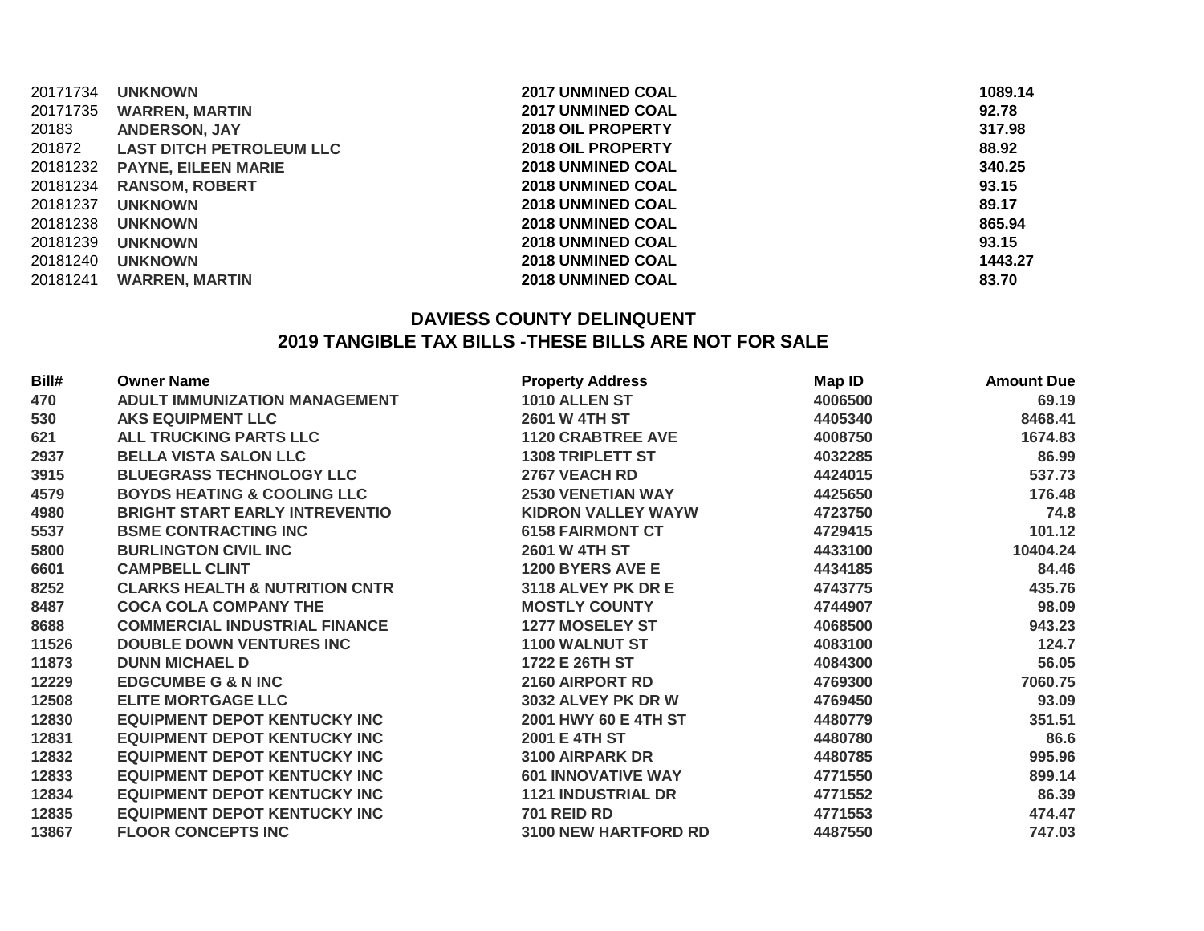| | | | |
|---|---|---|---|
| 20171734 | **UNKNOWN** | **2017 UNMINED COAL** | **1089.14** |
| 20171735 | **WARREN, MARTIN** | **2017 UNMINED COAL** | **92.78** |
| 20183 | **ANDERSON, JAY** | **2018 OIL PROPERTY** | **317.98** |
| 201872 | **LAST DITCH PETROLEUM LLC** | **2018 OIL PROPERTY** | **88.92** |
| 20181232 | **PAYNE, EILEEN MARIE** | **2018 UNMINED COAL** | **340.25** |
| 20181234 | **RANSOM, ROBERT** | **2018 UNMINED COAL** | **93.15** |
| 20181237 | **UNKNOWN** | **2018 UNMINED COAL** | **89.17** |
| 20181238 | **UNKNOWN** | **2018 UNMINED COAL** | **865.94** |
| 20181239 | **UNKNOWN** | **2018 UNMINED COAL** | **93.15** |
| 20181240 | **UNKNOWN** | **2018 UNMINED COAL** | **1443.27** |
| 20181241 | **WARREN, MARTIN** | **2018 UNMINED COAL** | **83.70** |

## DAVIESS COUNTY DELINQUENT
## 2019 TANGIBLE TAX BILLS -THESE BILLS ARE NOT FOR SALE

| Bill# | Owner Name | Property Address | Map ID | Amount Due |
|---|---|---|---|---|
| 470 | ADULT IMMUNIZATION MANAGEMENT | 1010 ALLEN ST | 4006500 | 69.19 |
| 530 | AKS EQUIPMENT LLC | 2601 W 4TH ST | 4405340 | 8468.41 |
| 621 | ALL TRUCKING PARTS LLC | 1120 CRABTREE AVE | 4008750 | 1674.83 |
| 2937 | BELLA VISTA SALON LLC | 1308 TRIPLETT ST | 4032285 | 86.99 |
| 3915 | BLUEGRASS TECHNOLOGY LLC | 2767 VEACH RD | 4424015 | 537.73 |
| 4579 | BOYDS HEATING & COOLING LLC | 2530 VENETIAN WAY | 4425650 | 176.48 |
| 4980 | BRIGHT START EARLY INTREVENTIO | KIDRON VALLEY WAYW | 4723750 | 74.8 |
| 5537 | BSME CONTRACTING INC | 6158 FAIRMONT CT | 4729415 | 101.12 |
| 5800 | BURLINGTON CIVIL INC | 2601 W 4TH ST | 4433100 | 10404.24 |
| 6601 | CAMPBELL CLINT | 1200 BYERS AVE E | 4434185 | 84.46 |
| 8252 | CLARKS HEALTH & NUTRITION CNTR | 3118 ALVEY PK DR E | 4743775 | 435.76 |
| 8487 | COCA COLA COMPANY THE | MOSTLY COUNTY | 4744907 | 98.09 |
| 8688 | COMMERCIAL INDUSTRIAL FINANCE | 1277 MOSELEY ST | 4068500 | 943.23 |
| 11526 | DOUBLE DOWN VENTURES INC | 1100 WALNUT ST | 4083100 | 124.7 |
| 11873 | DUNN MICHAEL D | 1722 E 26TH ST | 4084300 | 56.05 |
| 12229 | EDGCUMBE G & N INC | 2160 AIRPORT RD | 4769300 | 7060.75 |
| 12508 | ELITE MORTGAGE LLC | 3032 ALVEY PK DR W | 4769450 | 93.09 |
| 12830 | EQUIPMENT DEPOT KENTUCKY INC | 2001 HWY 60 E 4TH ST | 4480779 | 351.51 |
| 12831 | EQUIPMENT DEPOT KENTUCKY INC | 2001 E 4TH ST | 4480780 | 86.6 |
| 12832 | EQUIPMENT DEPOT KENTUCKY INC | 3100 AIRPARK DR | 4480785 | 995.96 |
| 12833 | EQUIPMENT DEPOT KENTUCKY INC | 601 INNOVATIVE WAY | 4771550 | 899.14 |
| 12834 | EQUIPMENT DEPOT KENTUCKY INC | 1121 INDUSTRIAL DR | 4771552 | 86.39 |
| 12835 | EQUIPMENT DEPOT KENTUCKY INC | 701 REID RD | 4771553 | 474.47 |
| 13867 | FLOOR CONCEPTS INC | 3100 NEW HARTFORD RD | 4487550 | 747.03 |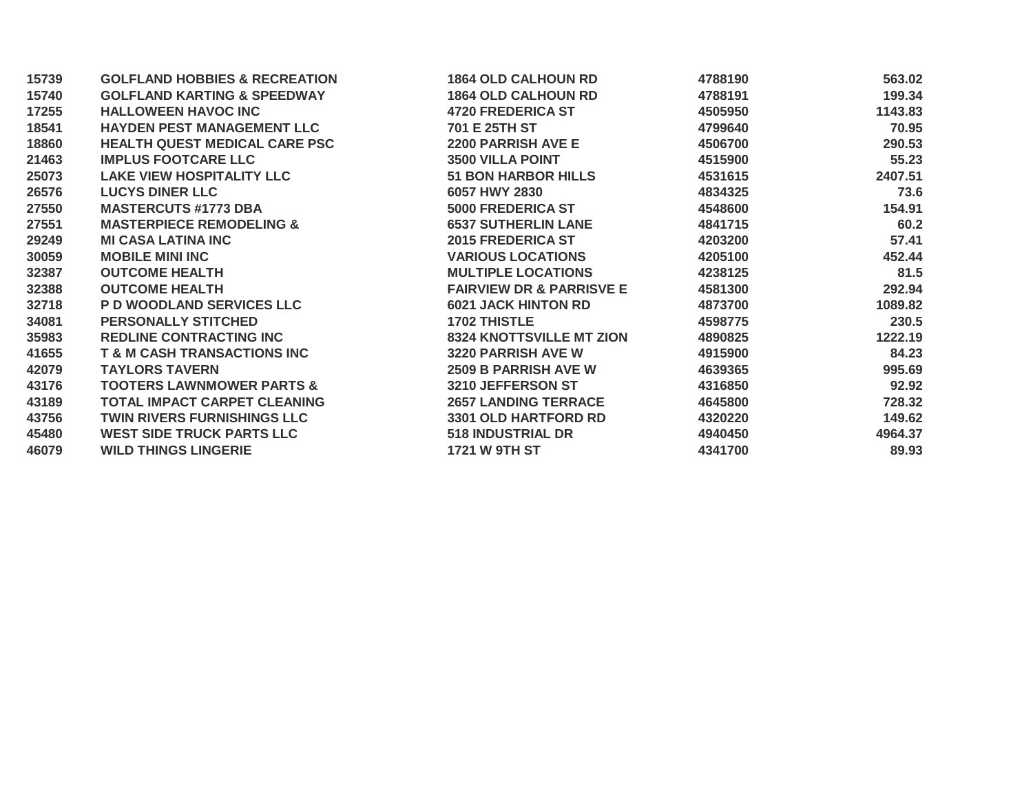| | | | | |
|---|---|---|---|---|
| 15739 | GOLFLAND HOBBIES & RECREATION | 1864 OLD CALHOUN RD | 4788190 | 563.02 |
| 15740 | GOLFLAND KARTING & SPEEDWAY | 1864 OLD CALHOUN RD | 4788191 | 199.34 |
| 17255 | HALLOWEEN HAVOC INC | 4720 FREDERICA ST | 4505950 | 1143.83 |
| 18541 | HAYDEN PEST MANAGEMENT LLC | 701 E 25TH ST | 4799640 | 70.95 |
| 18860 | HEALTH QUEST MEDICAL CARE PSC | 2200 PARRISH AVE E | 4506700 | 290.53 |
| 21463 | IMPLUS FOOTCARE LLC | 3500 VILLA POINT | 4515900 | 55.23 |
| 25073 | LAKE VIEW HOSPITALITY LLC | 51 BON HARBOR HILLS | 4531615 | 2407.51 |
| 26576 | LUCYS DINER LLC | 6057 HWY 2830 | 4834325 | 73.6 |
| 27550 | MASTERCUTS #1773 DBA | 5000 FREDERICA ST | 4548600 | 154.91 |
| 27551 | MASTERPIECE REMODELING & | 6537 SUTHERLIN LANE | 4841715 | 60.2 |
| 29249 | MI CASA LATINA INC | 2015 FREDERICA ST | 4203200 | 57.41 |
| 30059 | MOBILE MINI INC | VARIOUS LOCATIONS | 4205100 | 452.44 |
| 32387 | OUTCOME HEALTH | MULTIPLE LOCATIONS | 4238125 | 81.5 |
| 32388 | OUTCOME HEALTH | FAIRVIEW DR & PARRISVE E | 4581300 | 292.94 |
| 32718 | P D WOODLAND SERVICES LLC | 6021 JACK HINTON RD | 4873700 | 1089.82 |
| 34081 | PERSONALLY STITCHED | 1702 THISTLE | 4598775 | 230.5 |
| 35983 | REDLINE CONTRACTING INC | 8324 KNOTTSVILLE MT ZION | 4890825 | 1222.19 |
| 41655 | T & M CASH TRANSACTIONS INC | 3220 PARRISH AVE W | 4915900 | 84.23 |
| 42079 | TAYLORS TAVERN | 2509 B PARRISH AVE W | 4639365 | 995.69 |
| 43176 | TOOTERS LAWNMOWER PARTS & | 3210 JEFFERSON ST | 4316850 | 92.92 |
| 43189 | TOTAL IMPACT CARPET CLEANING | 2657 LANDING TERRACE | 4645800 | 728.32 |
| 43756 | TWIN RIVERS FURNISHINGS LLC | 3301 OLD HARTFORD RD | 4320220 | 149.62 |
| 45480 | WEST SIDE TRUCK PARTS LLC | 518 INDUSTRIAL DR | 4940450 | 4964.37 |
| 46079 | WILD THINGS LINGERIE | 1721 W 9TH ST | 4341700 | 89.93 |